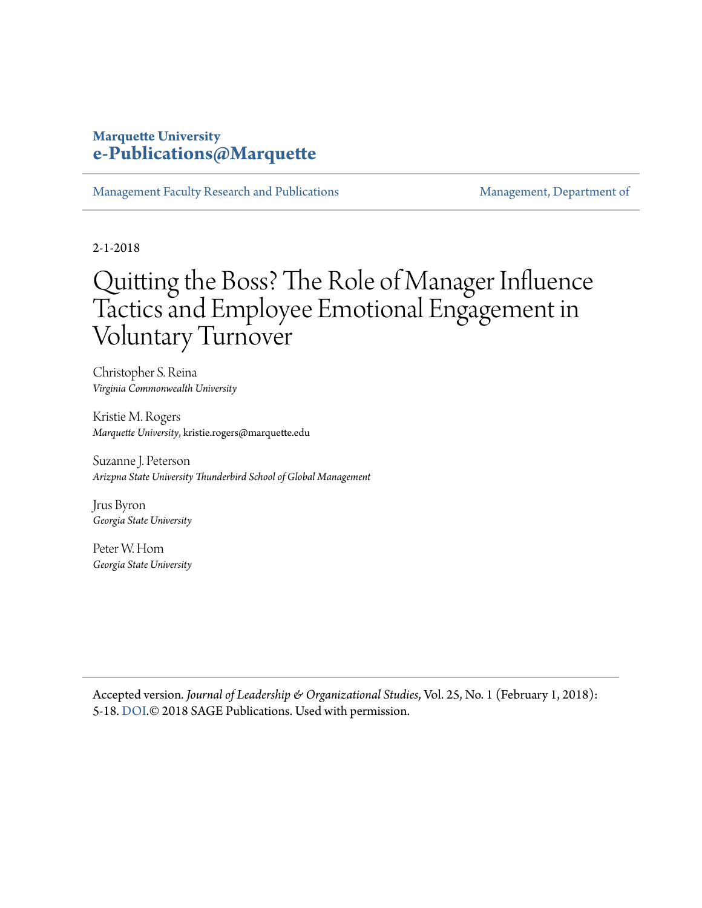**Marquette University**
**e-Publications@Marquette**

Management Faculty Research and Publications | Management, Department of

2-1-2018

# Quitting the Boss? The Role of Manager Influence Tactics and Employee Emotional Engagement in Voluntary Turnover

Christopher S. Reina
*Virginia Commonwealth University*

Kristie M. Rogers
*Marquette University*, kristie.rogers@marquette.edu

Suzanne J. Peterson
*Arizpna State University Thunderbird School of Global Management*

Jrus Byron
*Georgia State University*

Peter W. Hom
*Georgia State University*

Accepted version. *Journal of Leadership & Organizational Studies*, Vol. 25, No. 1 (February 1, 2018): 5-18. DOI.© 2018 SAGE Publications. Used with permission.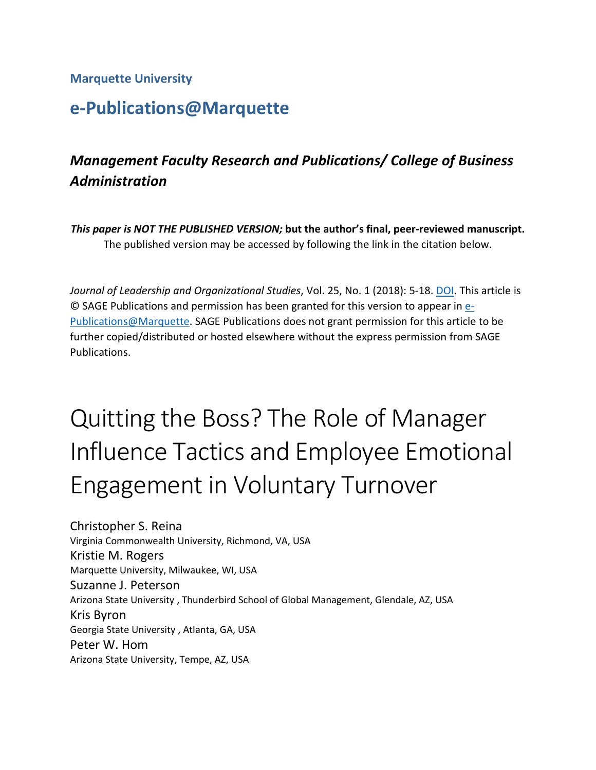**Marquette University**

## e-Publications@Marquette

### *Management Faculty Research and Publications/ College of Business Administration*

***This paper is NOT THE PUBLISHED VERSION;* but the author's final, peer-reviewed manuscript.** The published version may be accessed by following the link in the citation below.

*Journal of Leadership and Organizational Studies*, Vol. 25, No. 1 (2018): 5-18. DOI. This article is © SAGE Publications and permission has been granted for this version to appear in e-Publications@Marquette. SAGE Publications does not grant permission for this article to be further copied/distributed or hosted elsewhere without the express permission from SAGE Publications.

# Quitting the Boss? The Role of Manager Influence Tactics and Employee Emotional Engagement in Voluntary Turnover

Christopher S. Reina
Virginia Commonwealth University, Richmond, VA, USA

Kristie M. Rogers
Marquette University, Milwaukee, WI, USA

Suzanne J. Peterson
Arizona State University , Thunderbird School of Global Management, Glendale, AZ, USA

Kris Byron
Georgia State University , Atlanta, GA, USA

Peter W. Hom
Arizona State University, Tempe, AZ, USA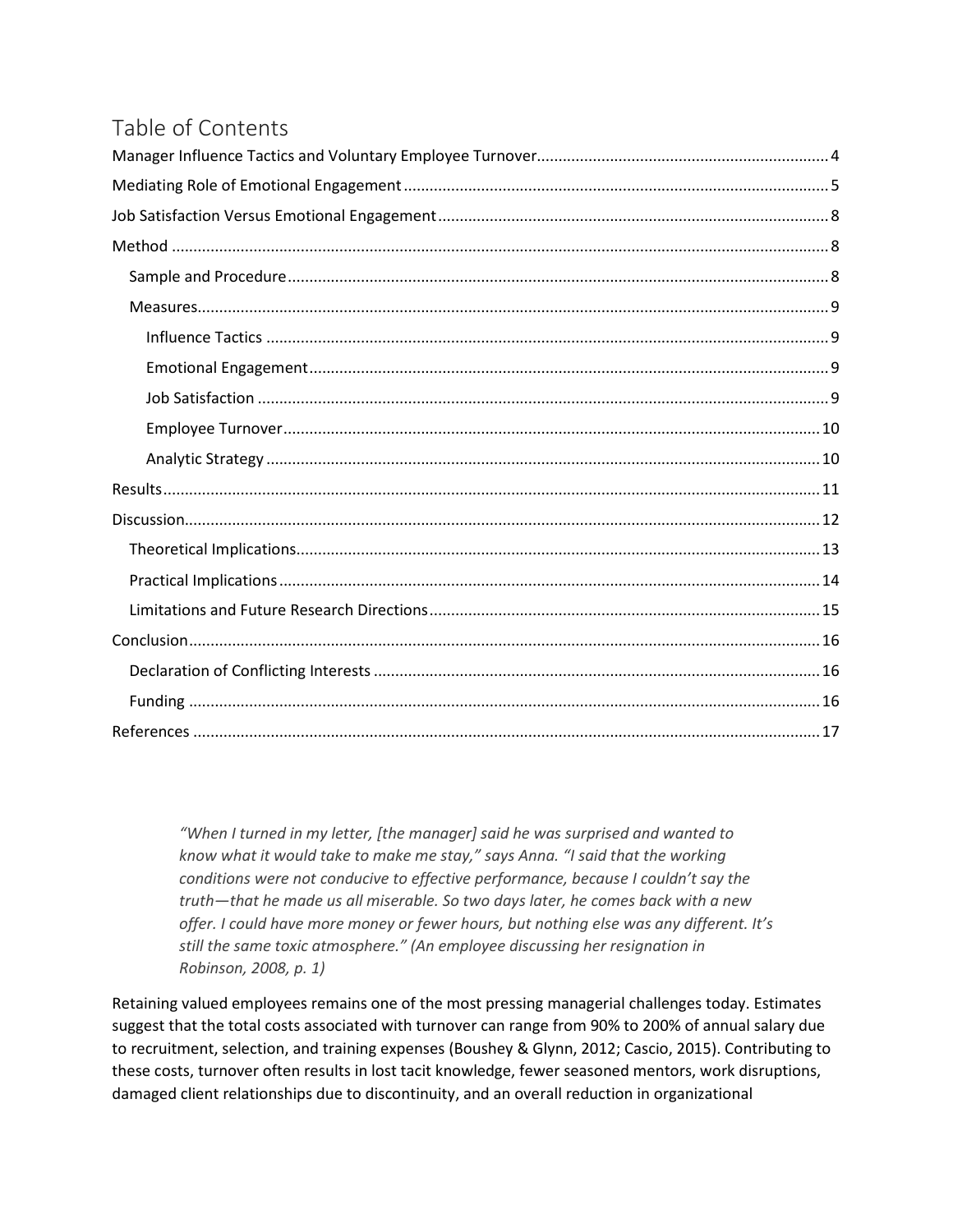# Table of Contents

Manager Influence Tactics and Voluntary Employee Turnover .......... 4

Mediating Role of Emotional Engagement .......... 5

Job Satisfaction Versus Emotional Engagement .......... 8

Method .......... 8

- Sample and Procedure .......... 8
- Measures .......... 9
  - Influence Tactics .......... 9
  - Emotional Engagement .......... 9
  - Job Satisfaction .......... 9
  - Employee Turnover .......... 10
  - Analytic Strategy .......... 10

Results .......... 11

Discussion .......... 12

- Theoretical Implications .......... 13
- Practical Implications .......... 14
- Limitations and Future Research Directions .......... 15

Conclusion .......... 16

- Declaration of Conflicting Interests .......... 16
- Funding .......... 16

References .......... 17

> *"When I turned in my letter, [the manager] said he was surprised and wanted to know what it would take to make me stay," says Anna. "I said that the working conditions were not conducive to effective performance, because I couldn't say the truth—that he made us all miserable. So two days later, he comes back with a new offer. I could have more money or fewer hours, but nothing else was any different. It's still the same toxic atmosphere." (An employee discussing her resignation in Robinson, 2008, p. 1)*

Retaining valued employees remains one of the most pressing managerial challenges today. Estimates suggest that the total costs associated with turnover can range from 90% to 200% of annual salary due to recruitment, selection, and training expenses (Boushey & Glynn, 2012; Cascio, 2015). Contributing to these costs, turnover often results in lost tacit knowledge, fewer seasoned mentors, work disruptions, damaged client relationships due to discontinuity, and an overall reduction in organizational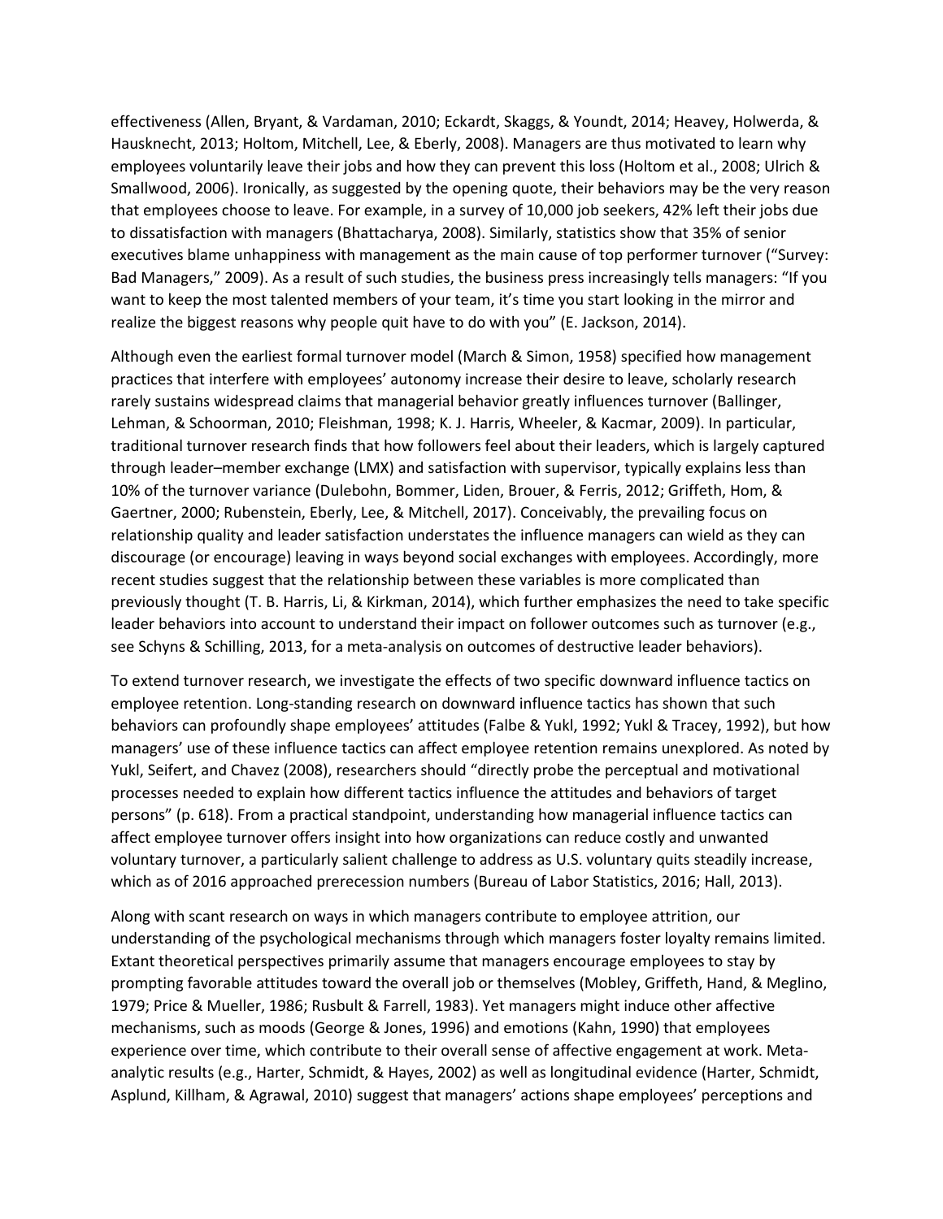effectiveness (Allen, Bryant, & Vardaman, 2010; Eckardt, Skaggs, & Youndt, 2014; Heavey, Holwerda, & Hausknecht, 2013; Holtom, Mitchell, Lee, & Eberly, 2008). Managers are thus motivated to learn why employees voluntarily leave their jobs and how they can prevent this loss (Holtom et al., 2008; Ulrich & Smallwood, 2006). Ironically, as suggested by the opening quote, their behaviors may be the very reason that employees choose to leave. For example, in a survey of 10,000 job seekers, 42% left their jobs due to dissatisfaction with managers (Bhattacharya, 2008). Similarly, statistics show that 35% of senior executives blame unhappiness with management as the main cause of top performer turnover ("Survey: Bad Managers," 2009). As a result of such studies, the business press increasingly tells managers: "If you want to keep the most talented members of your team, it's time you start looking in the mirror and realize the biggest reasons why people quit have to do with you" (E. Jackson, 2014).

Although even the earliest formal turnover model (March & Simon, 1958) specified how management practices that interfere with employees' autonomy increase their desire to leave, scholarly research rarely sustains widespread claims that managerial behavior greatly influences turnover (Ballinger, Lehman, & Schoorman, 2010; Fleishman, 1998; K. J. Harris, Wheeler, & Kacmar, 2009). In particular, traditional turnover research finds that how followers feel about their leaders, which is largely captured through leader–member exchange (LMX) and satisfaction with supervisor, typically explains less than 10% of the turnover variance (Dulebohn, Bommer, Liden, Brouer, & Ferris, 2012; Griffeth, Hom, & Gaertner, 2000; Rubenstein, Eberly, Lee, & Mitchell, 2017). Conceivably, the prevailing focus on relationship quality and leader satisfaction understates the influence managers can wield as they can discourage (or encourage) leaving in ways beyond social exchanges with employees. Accordingly, more recent studies suggest that the relationship between these variables is more complicated than previously thought (T. B. Harris, Li, & Kirkman, 2014), which further emphasizes the need to take specific leader behaviors into account to understand their impact on follower outcomes such as turnover (e.g., see Schyns & Schilling, 2013, for a meta-analysis on outcomes of destructive leader behaviors).

To extend turnover research, we investigate the effects of two specific downward influence tactics on employee retention. Long-standing research on downward influence tactics has shown that such behaviors can profoundly shape employees' attitudes (Falbe & Yukl, 1992; Yukl & Tracey, 1992), but how managers' use of these influence tactics can affect employee retention remains unexplored. As noted by Yukl, Seifert, and Chavez (2008), researchers should "directly probe the perceptual and motivational processes needed to explain how different tactics influence the attitudes and behaviors of target persons" (p. 618). From a practical standpoint, understanding how managerial influence tactics can affect employee turnover offers insight into how organizations can reduce costly and unwanted voluntary turnover, a particularly salient challenge to address as U.S. voluntary quits steadily increase, which as of 2016 approached prerecession numbers (Bureau of Labor Statistics, 2016; Hall, 2013).

Along with scant research on ways in which managers contribute to employee attrition, our understanding of the psychological mechanisms through which managers foster loyalty remains limited. Extant theoretical perspectives primarily assume that managers encourage employees to stay by prompting favorable attitudes toward the overall job or themselves (Mobley, Griffeth, Hand, & Meglino, 1979; Price & Mueller, 1986; Rusbult & Farrell, 1983). Yet managers might induce other affective mechanisms, such as moods (George & Jones, 1996) and emotions (Kahn, 1990) that employees experience over time, which contribute to their overall sense of affective engagement at work. Meta-analytic results (e.g., Harter, Schmidt, & Hayes, 2002) as well as longitudinal evidence (Harter, Schmidt, Asplund, Killham, & Agrawal, 2010) suggest that managers' actions shape employees' perceptions and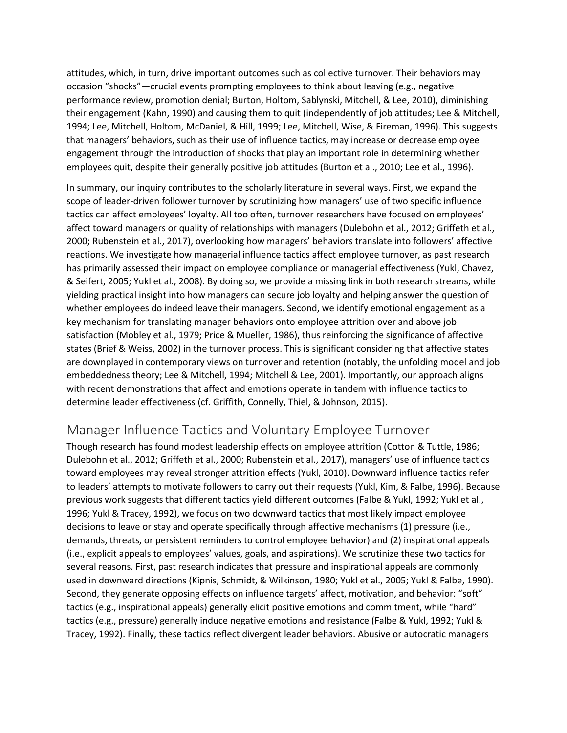attitudes, which, in turn, drive important outcomes such as collective turnover. Their behaviors may occasion "shocks"—crucial events prompting employees to think about leaving (e.g., negative performance review, promotion denial; Burton, Holtom, Sablynski, Mitchell, & Lee, 2010), diminishing their engagement (Kahn, 1990) and causing them to quit (independently of job attitudes; Lee & Mitchell, 1994; Lee, Mitchell, Holtom, McDaniel, & Hill, 1999; Lee, Mitchell, Wise, & Fireman, 1996). This suggests that managers' behaviors, such as their use of influence tactics, may increase or decrease employee engagement through the introduction of shocks that play an important role in determining whether employees quit, despite their generally positive job attitudes (Burton et al., 2010; Lee et al., 1996).

In summary, our inquiry contributes to the scholarly literature in several ways. First, we expand the scope of leader-driven follower turnover by scrutinizing how managers' use of two specific influence tactics can affect employees' loyalty. All too often, turnover researchers have focused on employees' affect toward managers or quality of relationships with managers (Dulebohn et al., 2012; Griffeth et al., 2000; Rubenstein et al., 2017), overlooking how managers' behaviors translate into followers' affective reactions. We investigate how managerial influence tactics affect employee turnover, as past research has primarily assessed their impact on employee compliance or managerial effectiveness (Yukl, Chavez, & Seifert, 2005; Yukl et al., 2008). By doing so, we provide a missing link in both research streams, while yielding practical insight into how managers can secure job loyalty and helping answer the question of whether employees do indeed leave their managers. Second, we identify emotional engagement as a key mechanism for translating manager behaviors onto employee attrition over and above job satisfaction (Mobley et al., 1979; Price & Mueller, 1986), thus reinforcing the significance of affective states (Brief & Weiss, 2002) in the turnover process. This is significant considering that affective states are downplayed in contemporary views on turnover and retention (notably, the unfolding model and job embeddedness theory; Lee & Mitchell, 1994; Mitchell & Lee, 2001). Importantly, our approach aligns with recent demonstrations that affect and emotions operate in tandem with influence tactics to determine leader effectiveness (cf. Griffith, Connelly, Thiel, & Johnson, 2015).

## Manager Influence Tactics and Voluntary Employee Turnover

Though research has found modest leadership effects on employee attrition (Cotton & Tuttle, 1986; Dulebohn et al., 2012; Griffeth et al., 2000; Rubenstein et al., 2017), managers' use of influence tactics toward employees may reveal stronger attrition effects (Yukl, 2010). Downward influence tactics refer to leaders' attempts to motivate followers to carry out their requests (Yukl, Kim, & Falbe, 1996). Because previous work suggests that different tactics yield different outcomes (Falbe & Yukl, 1992; Yukl et al., 1996; Yukl & Tracey, 1992), we focus on two downward tactics that most likely impact employee decisions to leave or stay and operate specifically through affective mechanisms (1) pressure (i.e., demands, threats, or persistent reminders to control employee behavior) and (2) inspirational appeals (i.e., explicit appeals to employees' values, goals, and aspirations). We scrutinize these two tactics for several reasons. First, past research indicates that pressure and inspirational appeals are commonly used in downward directions (Kipnis, Schmidt, & Wilkinson, 1980; Yukl et al., 2005; Yukl & Falbe, 1990). Second, they generate opposing effects on influence targets' affect, motivation, and behavior: "soft" tactics (e.g., inspirational appeals) generally elicit positive emotions and commitment, while "hard" tactics (e.g., pressure) generally induce negative emotions and resistance (Falbe & Yukl, 1992; Yukl & Tracey, 1992). Finally, these tactics reflect divergent leader behaviors. Abusive or autocratic managers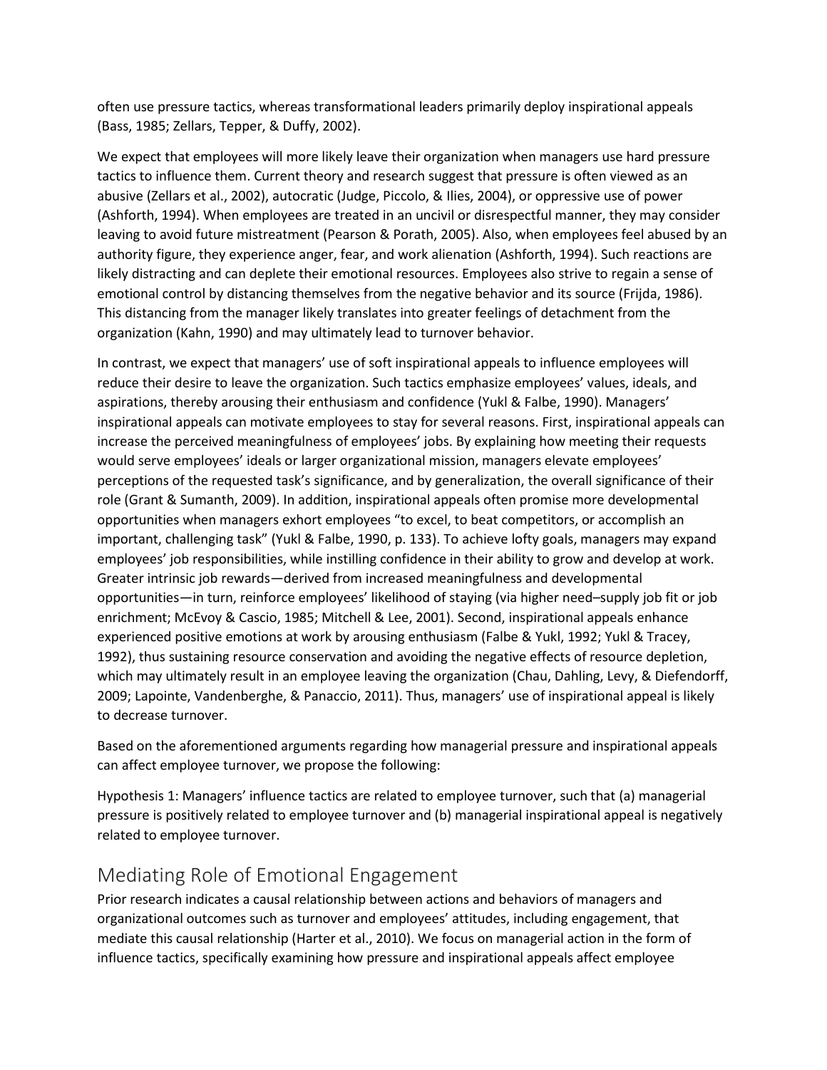often use pressure tactics, whereas transformational leaders primarily deploy inspirational appeals (Bass, 1985; Zellars, Tepper, & Duffy, 2002).

We expect that employees will more likely leave their organization when managers use hard pressure tactics to influence them. Current theory and research suggest that pressure is often viewed as an abusive (Zellars et al., 2002), autocratic (Judge, Piccolo, & Ilies, 2004), or oppressive use of power (Ashforth, 1994). When employees are treated in an uncivil or disrespectful manner, they may consider leaving to avoid future mistreatment (Pearson & Porath, 2005). Also, when employees feel abused by an authority figure, they experience anger, fear, and work alienation (Ashforth, 1994). Such reactions are likely distracting and can deplete their emotional resources. Employees also strive to regain a sense of emotional control by distancing themselves from the negative behavior and its source (Frijda, 1986). This distancing from the manager likely translates into greater feelings of detachment from the organization (Kahn, 1990) and may ultimately lead to turnover behavior.

In contrast, we expect that managers' use of soft inspirational appeals to influence employees will reduce their desire to leave the organization. Such tactics emphasize employees' values, ideals, and aspirations, thereby arousing their enthusiasm and confidence (Yukl & Falbe, 1990). Managers' inspirational appeals can motivate employees to stay for several reasons. First, inspirational appeals can increase the perceived meaningfulness of employees' jobs. By explaining how meeting their requests would serve employees' ideals or larger organizational mission, managers elevate employees' perceptions of the requested task's significance, and by generalization, the overall significance of their role (Grant & Sumanth, 2009). In addition, inspirational appeals often promise more developmental opportunities when managers exhort employees "to excel, to beat competitors, or accomplish an important, challenging task" (Yukl & Falbe, 1990, p. 133). To achieve lofty goals, managers may expand employees' job responsibilities, while instilling confidence in their ability to grow and develop at work. Greater intrinsic job rewards—derived from increased meaningfulness and developmental opportunities—in turn, reinforce employees' likelihood of staying (via higher need–supply job fit or job enrichment; McEvoy & Cascio, 1985; Mitchell & Lee, 2001). Second, inspirational appeals enhance experienced positive emotions at work by arousing enthusiasm (Falbe & Yukl, 1992; Yukl & Tracey, 1992), thus sustaining resource conservation and avoiding the negative effects of resource depletion, which may ultimately result in an employee leaving the organization (Chau, Dahling, Levy, & Diefendorff, 2009; Lapointe, Vandenberghe, & Panaccio, 2011). Thus, managers' use of inspirational appeal is likely to decrease turnover.

Based on the aforementioned arguments regarding how managerial pressure and inspirational appeals can affect employee turnover, we propose the following:

Hypothesis 1: Managers' influence tactics are related to employee turnover, such that (a) managerial pressure is positively related to employee turnover and (b) managerial inspirational appeal is negatively related to employee turnover.

## Mediating Role of Emotional Engagement

Prior research indicates a causal relationship between actions and behaviors of managers and organizational outcomes such as turnover and employees' attitudes, including engagement, that mediate this causal relationship (Harter et al., 2010). We focus on managerial action in the form of influence tactics, specifically examining how pressure and inspirational appeals affect employee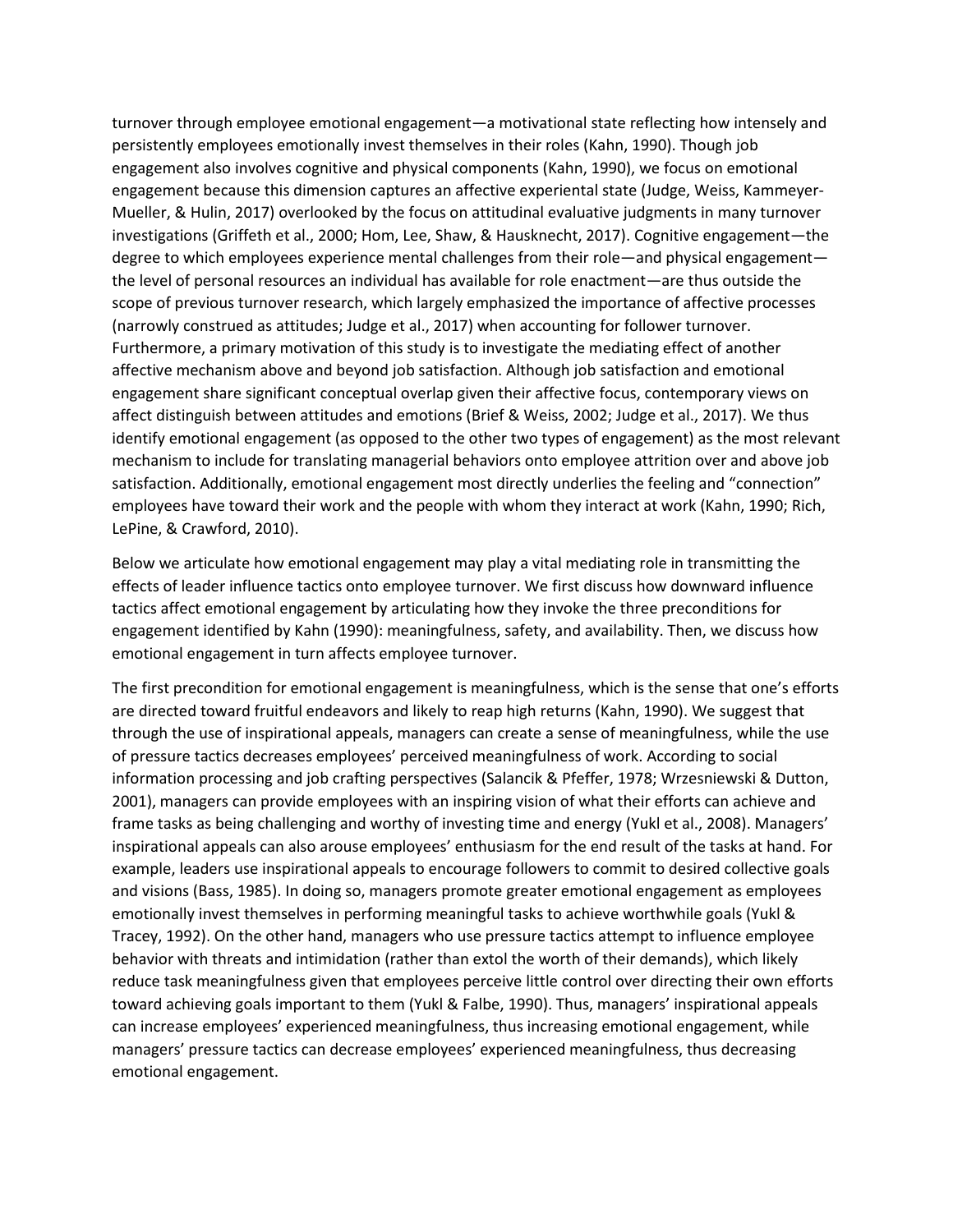turnover through employee emotional engagement—a motivational state reflecting how intensely and persistently employees emotionally invest themselves in their roles (Kahn, 1990). Though job engagement also involves cognitive and physical components (Kahn, 1990), we focus on emotional engagement because this dimension captures an affective experiental state (Judge, Weiss, Kammeyer-Mueller, & Hulin, 2017) overlooked by the focus on attitudinal evaluative judgments in many turnover investigations (Griffeth et al., 2000; Hom, Lee, Shaw, & Hausknecht, 2017). Cognitive engagement—the degree to which employees experience mental challenges from their role—and physical engagement—the level of personal resources an individual has available for role enactment—are thus outside the scope of previous turnover research, which largely emphasized the importance of affective processes (narrowly construed as attitudes; Judge et al., 2017) when accounting for follower turnover. Furthermore, a primary motivation of this study is to investigate the mediating effect of another affective mechanism above and beyond job satisfaction. Although job satisfaction and emotional engagement share significant conceptual overlap given their affective focus, contemporary views on affect distinguish between attitudes and emotions (Brief & Weiss, 2002; Judge et al., 2017). We thus identify emotional engagement (as opposed to the other two types of engagement) as the most relevant mechanism to include for translating managerial behaviors onto employee attrition over and above job satisfaction. Additionally, emotional engagement most directly underlies the feeling and "connection" employees have toward their work and the people with whom they interact at work (Kahn, 1990; Rich, LePine, & Crawford, 2010).

Below we articulate how emotional engagement may play a vital mediating role in transmitting the effects of leader influence tactics onto employee turnover. We first discuss how downward influence tactics affect emotional engagement by articulating how they invoke the three preconditions for engagement identified by Kahn (1990): meaningfulness, safety, and availability. Then, we discuss how emotional engagement in turn affects employee turnover.

The first precondition for emotional engagement is meaningfulness, which is the sense that one's efforts are directed toward fruitful endeavors and likely to reap high returns (Kahn, 1990). We suggest that through the use of inspirational appeals, managers can create a sense of meaningfulness, while the use of pressure tactics decreases employees' perceived meaningfulness of work. According to social information processing and job crafting perspectives (Salancik & Pfeffer, 1978; Wrzesniewski & Dutton, 2001), managers can provide employees with an inspiring vision of what their efforts can achieve and frame tasks as being challenging and worthy of investing time and energy (Yukl et al., 2008). Managers' inspirational appeals can also arouse employees' enthusiasm for the end result of the tasks at hand. For example, leaders use inspirational appeals to encourage followers to commit to desired collective goals and visions (Bass, 1985). In doing so, managers promote greater emotional engagement as employees emotionally invest themselves in performing meaningful tasks to achieve worthwhile goals (Yukl & Tracey, 1992). On the other hand, managers who use pressure tactics attempt to influence employee behavior with threats and intimidation (rather than extol the worth of their demands), which likely reduce task meaningfulness given that employees perceive little control over directing their own efforts toward achieving goals important to them (Yukl & Falbe, 1990). Thus, managers' inspirational appeals can increase employees' experienced meaningfulness, thus increasing emotional engagement, while managers' pressure tactics can decrease employees' experienced meaningfulness, thus decreasing emotional engagement.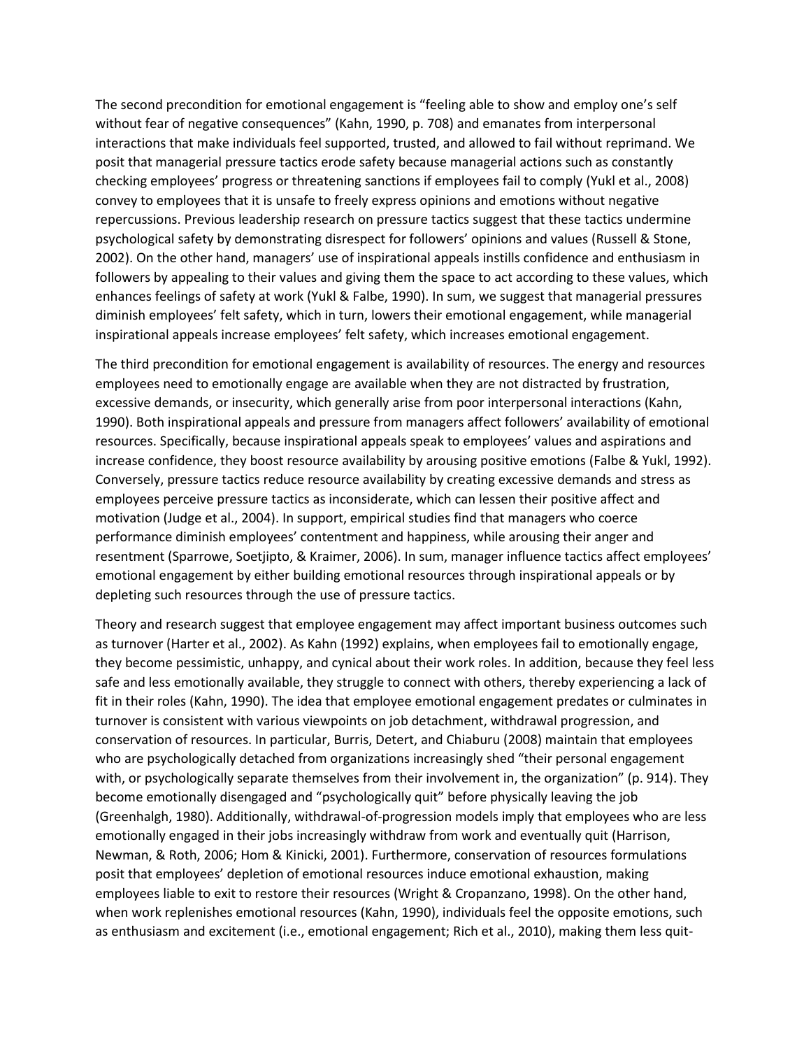The second precondition for emotional engagement is "feeling able to show and employ one's self without fear of negative consequences" (Kahn, 1990, p. 708) and emanates from interpersonal interactions that make individuals feel supported, trusted, and allowed to fail without reprimand. We posit that managerial pressure tactics erode safety because managerial actions such as constantly checking employees' progress or threatening sanctions if employees fail to comply (Yukl et al., 2008) convey to employees that it is unsafe to freely express opinions and emotions without negative repercussions. Previous leadership research on pressure tactics suggest that these tactics undermine psychological safety by demonstrating disrespect for followers' opinions and values (Russell & Stone, 2002). On the other hand, managers' use of inspirational appeals instills confidence and enthusiasm in followers by appealing to their values and giving them the space to act according to these values, which enhances feelings of safety at work (Yukl & Falbe, 1990). In sum, we suggest that managerial pressures diminish employees' felt safety, which in turn, lowers their emotional engagement, while managerial inspirational appeals increase employees' felt safety, which increases emotional engagement.

The third precondition for emotional engagement is availability of resources. The energy and resources employees need to emotionally engage are available when they are not distracted by frustration, excessive demands, or insecurity, which generally arise from poor interpersonal interactions (Kahn, 1990). Both inspirational appeals and pressure from managers affect followers' availability of emotional resources. Specifically, because inspirational appeals speak to employees' values and aspirations and increase confidence, they boost resource availability by arousing positive emotions (Falbe & Yukl, 1992). Conversely, pressure tactics reduce resource availability by creating excessive demands and stress as employees perceive pressure tactics as inconsiderate, which can lessen their positive affect and motivation (Judge et al., 2004). In support, empirical studies find that managers who coerce performance diminish employees' contentment and happiness, while arousing their anger and resentment (Sparrowe, Soetjipto, & Kraimer, 2006). In sum, manager influence tactics affect employees' emotional engagement by either building emotional resources through inspirational appeals or by depleting such resources through the use of pressure tactics.

Theory and research suggest that employee engagement may affect important business outcomes such as turnover (Harter et al., 2002). As Kahn (1992) explains, when employees fail to emotionally engage, they become pessimistic, unhappy, and cynical about their work roles. In addition, because they feel less safe and less emotionally available, they struggle to connect with others, thereby experiencing a lack of fit in their roles (Kahn, 1990). The idea that employee emotional engagement predates or culminates in turnover is consistent with various viewpoints on job detachment, withdrawal progression, and conservation of resources. In particular, Burris, Detert, and Chiaburu (2008) maintain that employees who are psychologically detached from organizations increasingly shed "their personal engagement with, or psychologically separate themselves from their involvement in, the organization" (p. 914). They become emotionally disengaged and "psychologically quit" before physically leaving the job (Greenhalgh, 1980). Additionally, withdrawal-of-progression models imply that employees who are less emotionally engaged in their jobs increasingly withdraw from work and eventually quit (Harrison, Newman, & Roth, 2006; Hom & Kinicki, 2001). Furthermore, conservation of resources formulations posit that employees' depletion of emotional resources induce emotional exhaustion, making employees liable to exit to restore their resources (Wright & Cropanzano, 1998). On the other hand, when work replenishes emotional resources (Kahn, 1990), individuals feel the opposite emotions, such as enthusiasm and excitement (i.e., emotional engagement; Rich et al., 2010), making them less quit-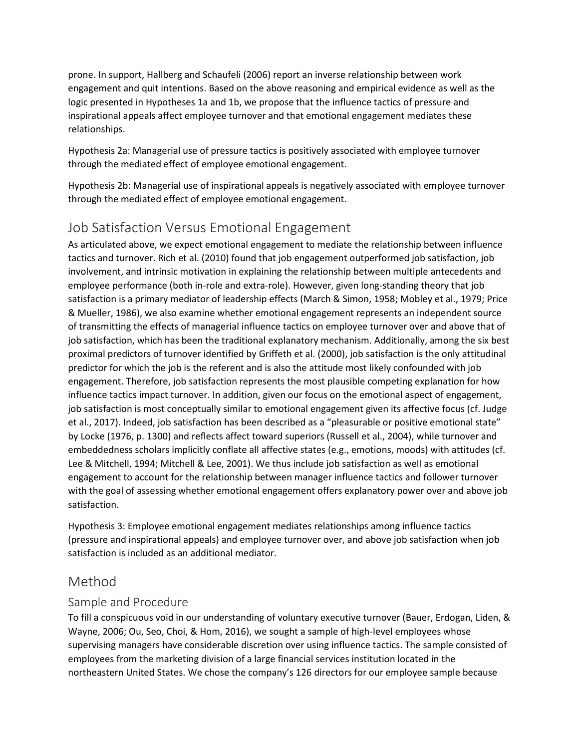prone. In support, Hallberg and Schaufeli (2006) report an inverse relationship between work engagement and quit intentions. Based on the above reasoning and empirical evidence as well as the logic presented in Hypotheses 1a and 1b, we propose that the influence tactics of pressure and inspirational appeals affect employee turnover and that emotional engagement mediates these relationships.

Hypothesis 2a: Managerial use of pressure tactics is positively associated with employee turnover through the mediated effect of employee emotional engagement.

Hypothesis 2b: Managerial use of inspirational appeals is negatively associated with employee turnover through the mediated effect of employee emotional engagement.

## Job Satisfaction Versus Emotional Engagement

As articulated above, we expect emotional engagement to mediate the relationship between influence tactics and turnover. Rich et al. (2010) found that job engagement outperformed job satisfaction, job involvement, and intrinsic motivation in explaining the relationship between multiple antecedents and employee performance (both in-role and extra-role). However, given long-standing theory that job satisfaction is a primary mediator of leadership effects (March & Simon, 1958; Mobley et al., 1979; Price & Mueller, 1986), we also examine whether emotional engagement represents an independent source of transmitting the effects of managerial influence tactics on employee turnover over and above that of job satisfaction, which has been the traditional explanatory mechanism. Additionally, among the six best proximal predictors of turnover identified by Griffeth et al. (2000), job satisfaction is the only attitudinal predictor for which the job is the referent and is also the attitude most likely confounded with job engagement. Therefore, job satisfaction represents the most plausible competing explanation for how influence tactics impact turnover. In addition, given our focus on the emotional aspect of engagement, job satisfaction is most conceptually similar to emotional engagement given its affective focus (cf. Judge et al., 2017). Indeed, job satisfaction has been described as a "pleasurable or positive emotional state" by Locke (1976, p. 1300) and reflects affect toward superiors (Russell et al., 2004), while turnover and embeddedness scholars implicitly conflate all affective states (e.g., emotions, moods) with attitudes (cf. Lee & Mitchell, 1994; Mitchell & Lee, 2001). We thus include job satisfaction as well as emotional engagement to account for the relationship between manager influence tactics and follower turnover with the goal of assessing whether emotional engagement offers explanatory power over and above job satisfaction.

Hypothesis 3: Employee emotional engagement mediates relationships among influence tactics (pressure and inspirational appeals) and employee turnover over, and above job satisfaction when job satisfaction is included as an additional mediator.

## Method

### Sample and Procedure

To fill a conspicuous void in our understanding of voluntary executive turnover (Bauer, Erdogan, Liden, & Wayne, 2006; Ou, Seo, Choi, & Hom, 2016), we sought a sample of high-level employees whose supervising managers have considerable discretion over using influence tactics. The sample consisted of employees from the marketing division of a large financial services institution located in the northeastern United States. We chose the company's 126 directors for our employee sample because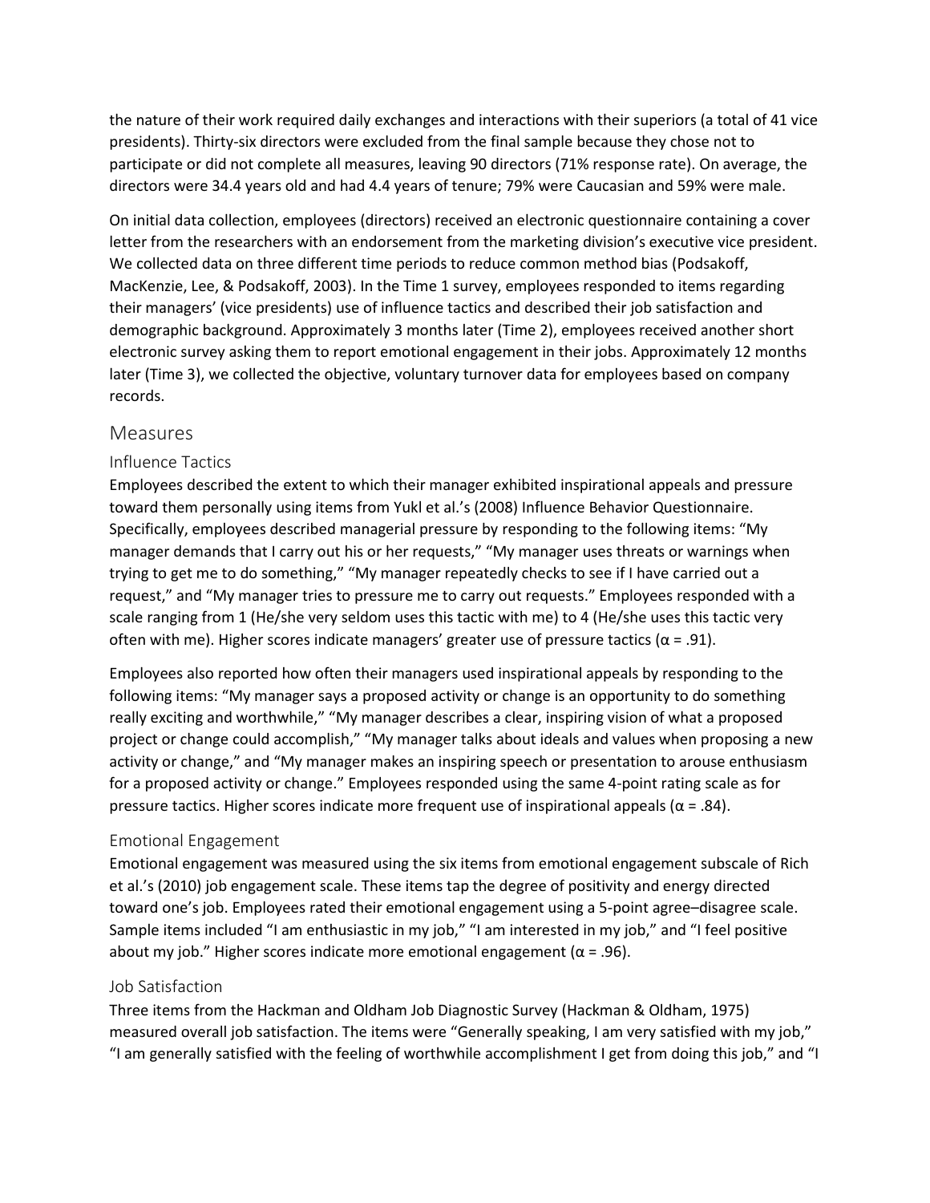the nature of their work required daily exchanges and interactions with their superiors (a total of 41 vice presidents). Thirty-six directors were excluded from the final sample because they chose not to participate or did not complete all measures, leaving 90 directors (71% response rate). On average, the directors were 34.4 years old and had 4.4 years of tenure; 79% were Caucasian and 59% were male.

On initial data collection, employees (directors) received an electronic questionnaire containing a cover letter from the researchers with an endorsement from the marketing division's executive vice president. We collected data on three different time periods to reduce common method bias (Podsakoff, MacKenzie, Lee, & Podsakoff, 2003). In the Time 1 survey, employees responded to items regarding their managers' (vice presidents) use of influence tactics and described their job satisfaction and demographic background. Approximately 3 months later (Time 2), employees received another short electronic survey asking them to report emotional engagement in their jobs. Approximately 12 months later (Time 3), we collected the objective, voluntary turnover data for employees based on company records.

## Measures

### Influence Tactics

Employees described the extent to which their manager exhibited inspirational appeals and pressure toward them personally using items from Yukl et al.'s (2008) Influence Behavior Questionnaire. Specifically, employees described managerial pressure by responding to the following items: "My manager demands that I carry out his or her requests," "My manager uses threats or warnings when trying to get me to do something," "My manager repeatedly checks to see if I have carried out a request," and "My manager tries to pressure me to carry out requests." Employees responded with a scale ranging from 1 (He/she very seldom uses this tactic with me) to 4 (He/she uses this tactic very often with me). Higher scores indicate managers' greater use of pressure tactics ($\alpha = .91$).

Employees also reported how often their managers used inspirational appeals by responding to the following items: "My manager says a proposed activity or change is an opportunity to do something really exciting and worthwhile," "My manager describes a clear, inspiring vision of what a proposed project or change could accomplish," "My manager talks about ideals and values when proposing a new activity or change," and "My manager makes an inspiring speech or presentation to arouse enthusiasm for a proposed activity or change." Employees responded using the same 4-point rating scale as for pressure tactics. Higher scores indicate more frequent use of inspirational appeals ($\alpha = .84$).

### Emotional Engagement

Emotional engagement was measured using the six items from emotional engagement subscale of Rich et al.'s (2010) job engagement scale. These items tap the degree of positivity and energy directed toward one's job. Employees rated their emotional engagement using a 5-point agree–disagree scale. Sample items included "I am enthusiastic in my job," "I am interested in my job," and "I feel positive about my job." Higher scores indicate more emotional engagement ($\alpha = .96$).

### Job Satisfaction

Three items from the Hackman and Oldham Job Diagnostic Survey (Hackman & Oldham, 1975) measured overall job satisfaction. The items were "Generally speaking, I am very satisfied with my job," "I am generally satisfied with the feeling of worthwhile accomplishment I get from doing this job," and "I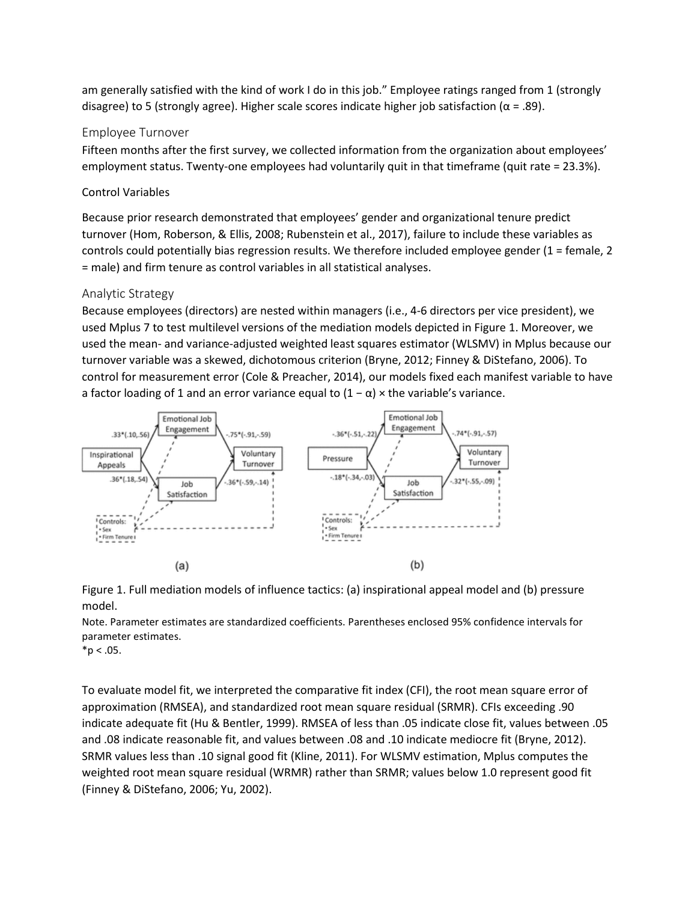am generally satisfied with the kind of work I do in this job." Employee ratings ranged from 1 (strongly disagree) to 5 (strongly agree). Higher scale scores indicate higher job satisfaction (α = .89).

## Employee Turnover

Fifteen months after the first survey, we collected information from the organization about employees' employment status. Twenty-one employees had voluntarily quit in that timeframe (quit rate = 23.3%).

### Control Variables

Because prior research demonstrated that employees' gender and organizational tenure predict turnover (Hom, Roberson, & Ellis, 2008; Rubenstein et al., 2017), failure to include these variables as controls could potentially bias regression results. We therefore included employee gender (1 = female, 2 = male) and firm tenure as control variables in all statistical analyses.

## Analytic Strategy

Because employees (directors) are nested within managers (i.e., 4-6 directors per vice president), we used Mplus 7 to test multilevel versions of the mediation models depicted in Figure 1. Moreover, we used the mean- and variance-adjusted weighted least squares estimator (WLSMV) in Mplus because our turnover variable was a skewed, dichotomous criterion (Bryne, 2012; Finney & DiStefano, 2006). To control for measurement error (Cole & Preacher, 2014), our models fixed each manifest variable to have a factor loading of 1 and an error variance equal to $(1 - \alpha) \times$ the variable's variance.

Figure 1. Full mediation models of influence tactics: (a) inspirational appeal model and (b) pressure model.

Note. Parameter estimates are standardized coefficients. Parentheses enclosed 95% confidence intervals for parameter estimates.

*p < .05.

To evaluate model fit, we interpreted the comparative fit index (CFI), the root mean square error of approximation (RMSEA), and standardized root mean square residual (SRMR). CFIs exceeding .90 indicate adequate fit (Hu & Bentler, 1999). RMSEA of less than .05 indicate close fit, values between .05 and .08 indicate reasonable fit, and values between .08 and .10 indicate mediocre fit (Bryne, 2012). SRMR values less than .10 signal good fit (Kline, 2011). For WLSMV estimation, Mplus computes the weighted root mean square residual (WRMR) rather than SRMR; values below 1.0 represent good fit (Finney & DiStefano, 2006; Yu, 2002).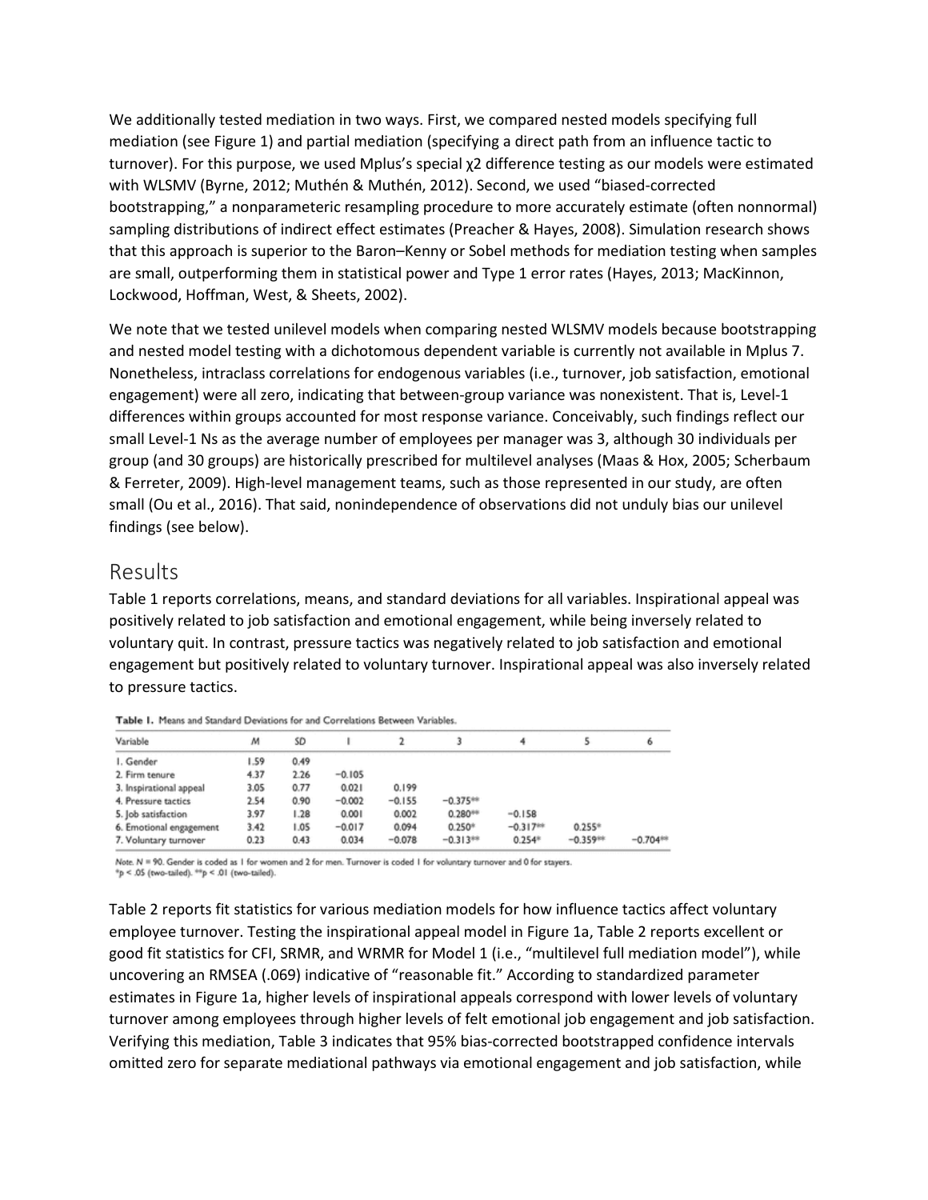We additionally tested mediation in two ways. First, we compared nested models specifying full mediation (see Figure 1) and partial mediation (specifying a direct path from an influence tactic to turnover). For this purpose, we used Mplus's special $\chi 2$ difference testing as our models were estimated with WLSMV (Byrne, 2012; Muthén & Muthén, 2012). Second, we used "biased-corrected bootstrapping," a nonparameteric resampling procedure to more accurately estimate (often nonnormal) sampling distributions of indirect effect estimates (Preacher & Hayes, 2008). Simulation research shows that this approach is superior to the Baron–Kenny or Sobel methods for mediation testing when samples are small, outperforming them in statistical power and Type 1 error rates (Hayes, 2013; MacKinnon, Lockwood, Hoffman, West, & Sheets, 2002).

We note that we tested unilevel models when comparing nested WLSMV models because bootstrapping and nested model testing with a dichotomous dependent variable is currently not available in Mplus 7. Nonetheless, intraclass correlations for endogenous variables (i.e., turnover, job satisfaction, emotional engagement) were all zero, indicating that between-group variance was nonexistent. That is, Level-1 differences within groups accounted for most response variance. Conceivably, such findings reflect our small Level-1 Ns as the average number of employees per manager was 3, although 30 individuals per group (and 30 groups) are historically prescribed for multilevel analyses (Maas & Hox, 2005; Scherbaum & Ferreter, 2009). High-level management teams, such as those represented in our study, are often small (Ou et al., 2016). That said, nonindependence of observations did not unduly bias our unilevel findings (see below).

## Results

Table 1 reports correlations, means, and standard deviations for all variables. Inspirational appeal was positively related to job satisfaction and emotional engagement, while being inversely related to voluntary quit. In contrast, pressure tactics was negatively related to job satisfaction and emotional engagement but positively related to voluntary turnover. Inspirational appeal was also inversely related to pressure tactics.

**Table 1.** Means and Standard Deviations for and Correlations Between Variables.

| Variable | M | SD | 1 | 2 | 3 | 4 | 5 | 6 |
|---|---|---|---|---|---|---|---|---|
| 1. Gender | 1.59 | 0.49 | | | | | | |
| 2. Firm tenure | 4.37 | 2.26 | −0.105 | | | | | |
| 3. Inspirational appeal | 3.05 | 0.77 | 0.021 | 0.199 | | | | |
| 4. Pressure tactics | 2.54 | 0.90 | −0.002 | −0.155 | −0.375** | | | |
| 5. Job satisfaction | 3.97 | 1.28 | 0.001 | 0.002 | 0.280** | −0.158 | | |
| 6. Emotional engagement | 3.42 | 1.05 | −0.017 | 0.094 | 0.250* | −0.317** | 0.255* | |
| 7. Voluntary turnover | 0.23 | 0.43 | 0.034 | −0.078 | −0.313** | 0.254* | −0.359** | −0.704** |

Note. N = 90. Gender is coded as 1 for women and 2 for men. Turnover is coded 1 for voluntary turnover and 0 for stayers.
*$p < .05$ (two-tailed). **$p < .01$ (two-tailed).

Table 2 reports fit statistics for various mediation models for how influence tactics affect voluntary employee turnover. Testing the inspirational appeal model in Figure 1a, Table 2 reports excellent or good fit statistics for CFI, SRMR, and WRMR for Model 1 (i.e., "multilevel full mediation model"), while uncovering an RMSEA (.069) indicative of "reasonable fit." According to standardized parameter estimates in Figure 1a, higher levels of inspirational appeals correspond with lower levels of voluntary turnover among employees through higher levels of felt emotional job engagement and job satisfaction. Verifying this mediation, Table 3 indicates that 95% bias-corrected bootstrapped confidence intervals omitted zero for separate mediational pathways via emotional engagement and job satisfaction, while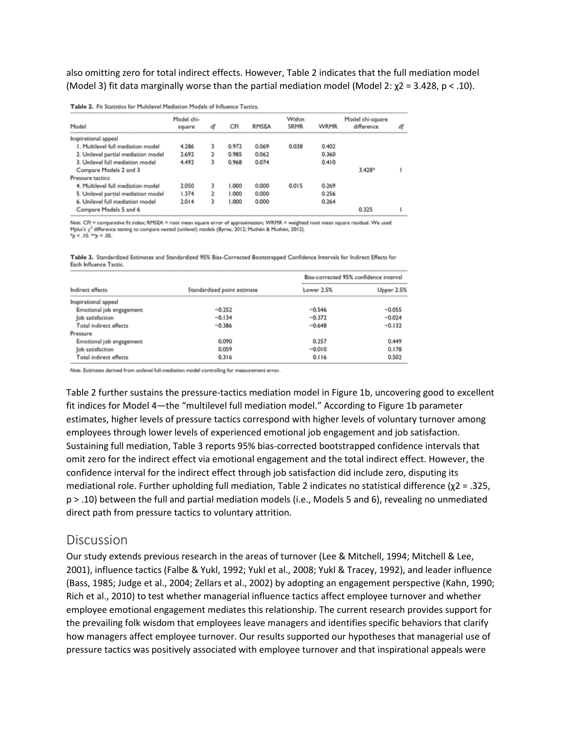also omitting zero for total indirect effects. However, Table 2 indicates that the full mediation model (Model 3) fit data marginally worse than the partial mediation model (Model 2: $\chi 2 = 3.428$, $p < .10$).

**Table 2.** Fit Statistics for Multilevel Mediation Models of Influence Tactics.

| Model | Model chi-square | *df* | CFI | RMSEA | Within SRMR | WRMR | Model chi-square difference | *df* |
|---|---|---|---|---|---|---|---|---|
| Inspirational appeal | | | | | | | | |
| 1. Multilevel full mediation model | 4.286 | 3 | 0.972 | 0.069 | 0.038 | 0.402 | | |
| 2. Unilevel partial mediation model | 2.692 | 2 | 0.985 | 0.062 | | 0.360 | | |
| 3. Unilevel full mediation model | 4.492 | 3 | 0.968 | 0.074 | | 0.410 | | |
| Compare Models 2 and 3 | | | | | | | 3.428* | 1 |
| Pressure tactics | | | | | | | | |
| 4. Multilevel full mediation model | 2.050 | 3 | 1.000 | 0.000 | 0.015 | 0.269 | | |
| 5. Unilevel partial mediation model | 1.374 | 2 | 1.000 | 0.000 | | 0.256 | | |
| 6. Unilevel full mediation model | 2.014 | 3 | 1.000 | 0.000 | | 0.264 | | |
| Compare Models 5 and 6 | | | | | | | 0.325 | 1 |

*Note.* CFI = comparative fit index; RMSEA = root mean square error of approximation; WRMR = weighted root mean square residual. We used Mplus's $\chi^2$ difference testing to compare nested (unilevel) models (Byrne, 2012; Muthén & Muthén, 2012).
*$p < .10$. **$p < .05$.

**Table 3.** Standardized Estimates and Standardized 95% Bias-Corrected Bootstrapped Confidence Intervals for Indirect Effects for Each Influence Tactic.

| | | Bias-corrected 95% confidence interval | |
|---|---|---|---|
| Indirect effects | Standardized point estimate | Lower 2.5% | Upper 2.5% |
| Inspirational appeal | | | |
| Emotional job engagement | −0.252 | −0.546 | −0.055 |
| Job satisfaction | −0.134 | −0.372 | −0.024 |
| Total indirect effects | −0.386 | −0.648 | −0.132 |
| Pressure | | | |
| Emotional job engagement | 0.090 | 0.257 | 0.449 |
| Job satisfaction | 0.059 | −0.010 | 0.178 |
| Total indirect effects | 0.316 | 0.116 | 0.502 |

*Note.* Estimates derived from unilevel full-mediation model controlling for measurement error.

Table 2 further sustains the pressure-tactics mediation model in Figure 1b, uncovering good to excellent fit indices for Model 4—the "multilevel full mediation model." According to Figure 1b parameter estimates, higher levels of pressure tactics correspond with higher levels of voluntary turnover among employees through lower levels of experienced emotional job engagement and job satisfaction. Sustaining full mediation, Table 3 reports 95% bias-corrected bootstrapped confidence intervals that omit zero for the indirect effect via emotional engagement and the total indirect effect. However, the confidence interval for the indirect effect through job satisfaction did include zero, disputing its mediational role. Further upholding full mediation, Table 2 indicates no statistical difference ($\chi 2 = .325$, $p > .10$) between the full and partial mediation models (i.e., Models 5 and 6), revealing no unmediated direct path from pressure tactics to voluntary attrition.

## Discussion

Our study extends previous research in the areas of turnover (Lee & Mitchell, 1994; Mitchell & Lee, 2001), influence tactics (Falbe & Yukl, 1992; Yukl et al., 2008; Yukl & Tracey, 1992), and leader influence (Bass, 1985; Judge et al., 2004; Zellars et al., 2002) by adopting an engagement perspective (Kahn, 1990; Rich et al., 2010) to test whether managerial influence tactics affect employee turnover and whether employee emotional engagement mediates this relationship. The current research provides support for the prevailing folk wisdom that employees leave managers and identifies specific behaviors that clarify how managers affect employee turnover. Our results supported our hypotheses that managerial use of pressure tactics was positively associated with employee turnover and that inspirational appeals were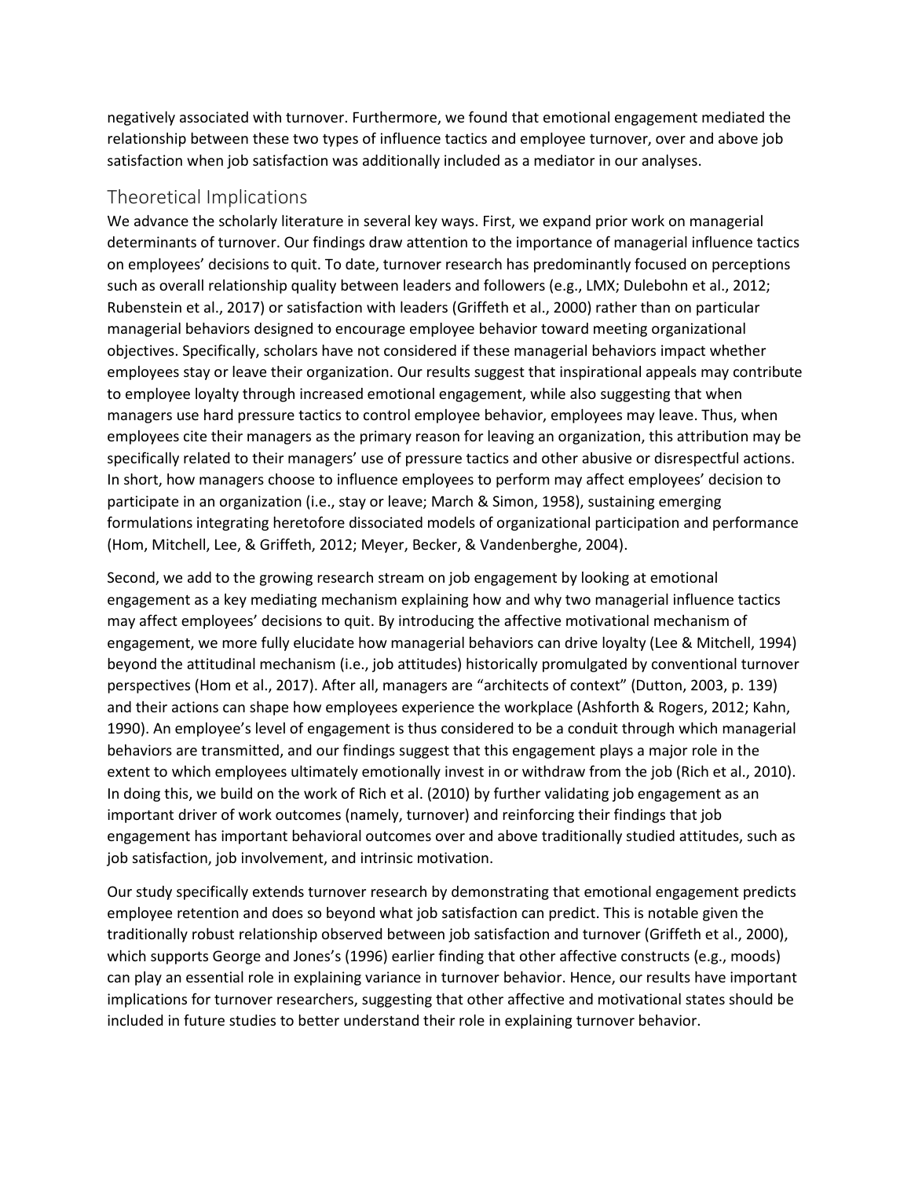negatively associated with turnover. Furthermore, we found that emotional engagement mediated the relationship between these two types of influence tactics and employee turnover, over and above job satisfaction when job satisfaction was additionally included as a mediator in our analyses.

## Theoretical Implications

We advance the scholarly literature in several key ways. First, we expand prior work on managerial determinants of turnover. Our findings draw attention to the importance of managerial influence tactics on employees' decisions to quit. To date, turnover research has predominantly focused on perceptions such as overall relationship quality between leaders and followers (e.g., LMX; Dulebohn et al., 2012; Rubenstein et al., 2017) or satisfaction with leaders (Griffeth et al., 2000) rather than on particular managerial behaviors designed to encourage employee behavior toward meeting organizational objectives. Specifically, scholars have not considered if these managerial behaviors impact whether employees stay or leave their organization. Our results suggest that inspirational appeals may contribute to employee loyalty through increased emotional engagement, while also suggesting that when managers use hard pressure tactics to control employee behavior, employees may leave. Thus, when employees cite their managers as the primary reason for leaving an organization, this attribution may be specifically related to their managers' use of pressure tactics and other abusive or disrespectful actions. In short, how managers choose to influence employees to perform may affect employees' decision to participate in an organization (i.e., stay or leave; March & Simon, 1958), sustaining emerging formulations integrating heretofore dissociated models of organizational participation and performance (Hom, Mitchell, Lee, & Griffeth, 2012; Meyer, Becker, & Vandenberghe, 2004).

Second, we add to the growing research stream on job engagement by looking at emotional engagement as a key mediating mechanism explaining how and why two managerial influence tactics may affect employees' decisions to quit. By introducing the affective motivational mechanism of engagement, we more fully elucidate how managerial behaviors can drive loyalty (Lee & Mitchell, 1994) beyond the attitudinal mechanism (i.e., job attitudes) historically promulgated by conventional turnover perspectives (Hom et al., 2017). After all, managers are "architects of context" (Dutton, 2003, p. 139) and their actions can shape how employees experience the workplace (Ashforth & Rogers, 2012; Kahn, 1990). An employee's level of engagement is thus considered to be a conduit through which managerial behaviors are transmitted, and our findings suggest that this engagement plays a major role in the extent to which employees ultimately emotionally invest in or withdraw from the job (Rich et al., 2010). In doing this, we build on the work of Rich et al. (2010) by further validating job engagement as an important driver of work outcomes (namely, turnover) and reinforcing their findings that job engagement has important behavioral outcomes over and above traditionally studied attitudes, such as job satisfaction, job involvement, and intrinsic motivation.

Our study specifically extends turnover research by demonstrating that emotional engagement predicts employee retention and does so beyond what job satisfaction can predict. This is notable given the traditionally robust relationship observed between job satisfaction and turnover (Griffeth et al., 2000), which supports George and Jones's (1996) earlier finding that other affective constructs (e.g., moods) can play an essential role in explaining variance in turnover behavior. Hence, our results have important implications for turnover researchers, suggesting that other affective and motivational states should be included in future studies to better understand their role in explaining turnover behavior.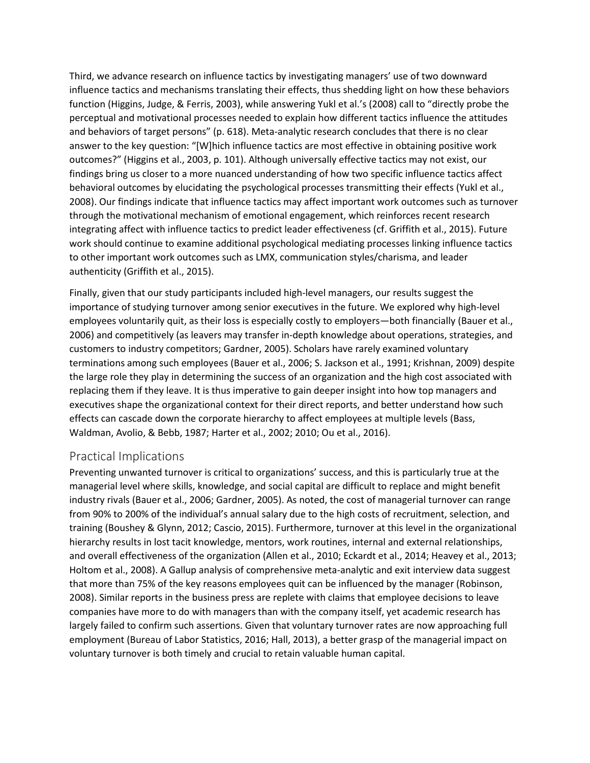Third, we advance research on influence tactics by investigating managers' use of two downward influence tactics and mechanisms translating their effects, thus shedding light on how these behaviors function (Higgins, Judge, & Ferris, 2003), while answering Yukl et al.'s (2008) call to "directly probe the perceptual and motivational processes needed to explain how different tactics influence the attitudes and behaviors of target persons" (p. 618). Meta-analytic research concludes that there is no clear answer to the key question: "[W]hich influence tactics are most effective in obtaining positive work outcomes?" (Higgins et al., 2003, p. 101). Although universally effective tactics may not exist, our findings bring us closer to a more nuanced understanding of how two specific influence tactics affect behavioral outcomes by elucidating the psychological processes transmitting their effects (Yukl et al., 2008). Our findings indicate that influence tactics may affect important work outcomes such as turnover through the motivational mechanism of emotional engagement, which reinforces recent research integrating affect with influence tactics to predict leader effectiveness (cf. Griffith et al., 2015). Future work should continue to examine additional psychological mediating processes linking influence tactics to other important work outcomes such as LMX, communication styles/charisma, and leader authenticity (Griffith et al., 2015).

Finally, given that our study participants included high-level managers, our results suggest the importance of studying turnover among senior executives in the future. We explored why high-level employees voluntarily quit, as their loss is especially costly to employers—both financially (Bauer et al., 2006) and competitively (as leavers may transfer in-depth knowledge about operations, strategies, and customers to industry competitors; Gardner, 2005). Scholars have rarely examined voluntary terminations among such employees (Bauer et al., 2006; S. Jackson et al., 1991; Krishnan, 2009) despite the large role they play in determining the success of an organization and the high cost associated with replacing them if they leave. It is thus imperative to gain deeper insight into how top managers and executives shape the organizational context for their direct reports, and better understand how such effects can cascade down the corporate hierarchy to affect employees at multiple levels (Bass, Waldman, Avolio, & Bebb, 1987; Harter et al., 2002; 2010; Ou et al., 2016).

## Practical Implications

Preventing unwanted turnover is critical to organizations' success, and this is particularly true at the managerial level where skills, knowledge, and social capital are difficult to replace and might benefit industry rivals (Bauer et al., 2006; Gardner, 2005). As noted, the cost of managerial turnover can range from 90% to 200% of the individual's annual salary due to the high costs of recruitment, selection, and training (Boushey & Glynn, 2012; Cascio, 2015). Furthermore, turnover at this level in the organizational hierarchy results in lost tacit knowledge, mentors, work routines, internal and external relationships, and overall effectiveness of the organization (Allen et al., 2010; Eckardt et al., 2014; Heavey et al., 2013; Holtom et al., 2008). A Gallup analysis of comprehensive meta-analytic and exit interview data suggest that more than 75% of the key reasons employees quit can be influenced by the manager (Robinson, 2008). Similar reports in the business press are replete with claims that employee decisions to leave companies have more to do with managers than with the company itself, yet academic research has largely failed to confirm such assertions. Given that voluntary turnover rates are now approaching full employment (Bureau of Labor Statistics, 2016; Hall, 2013), a better grasp of the managerial impact on voluntary turnover is both timely and crucial to retain valuable human capital.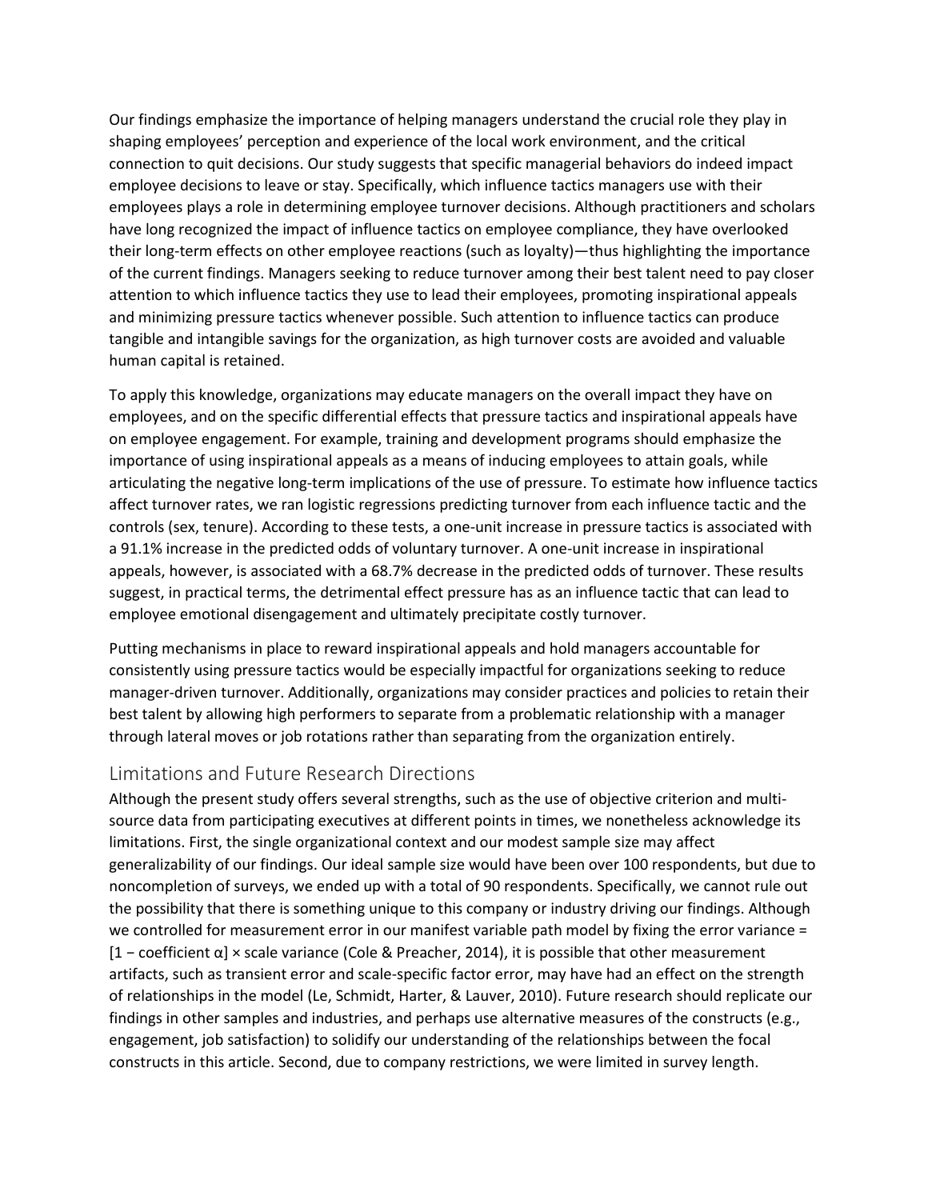Our findings emphasize the importance of helping managers understand the crucial role they play in shaping employees' perception and experience of the local work environment, and the critical connection to quit decisions. Our study suggests that specific managerial behaviors do indeed impact employee decisions to leave or stay. Specifically, which influence tactics managers use with their employees plays a role in determining employee turnover decisions. Although practitioners and scholars have long recognized the impact of influence tactics on employee compliance, they have overlooked their long-term effects on other employee reactions (such as loyalty)—thus highlighting the importance of the current findings. Managers seeking to reduce turnover among their best talent need to pay closer attention to which influence tactics they use to lead their employees, promoting inspirational appeals and minimizing pressure tactics whenever possible. Such attention to influence tactics can produce tangible and intangible savings for the organization, as high turnover costs are avoided and valuable human capital is retained.

To apply this knowledge, organizations may educate managers on the overall impact they have on employees, and on the specific differential effects that pressure tactics and inspirational appeals have on employee engagement. For example, training and development programs should emphasize the importance of using inspirational appeals as a means of inducing employees to attain goals, while articulating the negative long-term implications of the use of pressure. To estimate how influence tactics affect turnover rates, we ran logistic regressions predicting turnover from each influence tactic and the controls (sex, tenure). According to these tests, a one-unit increase in pressure tactics is associated with a 91.1% increase in the predicted odds of voluntary turnover. A one-unit increase in inspirational appeals, however, is associated with a 68.7% decrease in the predicted odds of turnover. These results suggest, in practical terms, the detrimental effect pressure has as an influence tactic that can lead to employee emotional disengagement and ultimately precipitate costly turnover.

Putting mechanisms in place to reward inspirational appeals and hold managers accountable for consistently using pressure tactics would be especially impactful for organizations seeking to reduce manager-driven turnover. Additionally, organizations may consider practices and policies to retain their best talent by allowing high performers to separate from a problematic relationship with a manager through lateral moves or job rotations rather than separating from the organization entirely.

## Limitations and Future Research Directions

Although the present study offers several strengths, such as the use of objective criterion and multi-source data from participating executives at different points in times, we nonetheless acknowledge its limitations. First, the single organizational context and our modest sample size may affect generalizability of our findings. Our ideal sample size would have been over 100 respondents, but due to noncompletion of surveys, we ended up with a total of 90 respondents. Specifically, we cannot rule out the possibility that there is something unique to this company or industry driving our findings. Although we controlled for measurement error in our manifest variable path model by fixing the error variance = $[1 - \text{coefficient } \alpha] \times$ scale variance (Cole & Preacher, 2014), it is possible that other measurement artifacts, such as transient error and scale-specific factor error, may have had an effect on the strength of relationships in the model (Le, Schmidt, Harter, & Lauver, 2010). Future research should replicate our findings in other samples and industries, and perhaps use alternative measures of the constructs (e.g., engagement, job satisfaction) to solidify our understanding of the relationships between the focal constructs in this article. Second, due to company restrictions, we were limited in survey length.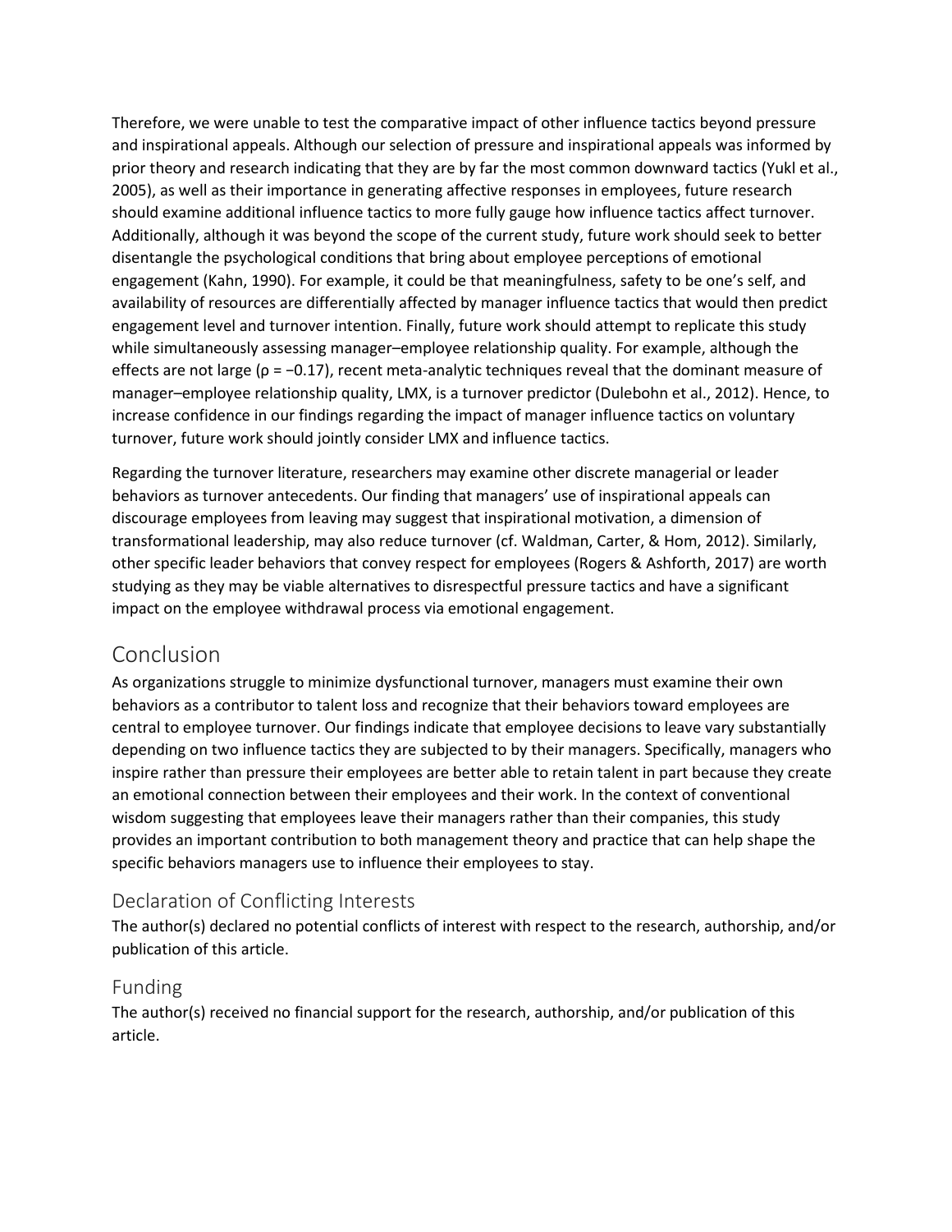Therefore, we were unable to test the comparative impact of other influence tactics beyond pressure and inspirational appeals. Although our selection of pressure and inspirational appeals was informed by prior theory and research indicating that they are by far the most common downward tactics (Yukl et al., 2005), as well as their importance in generating affective responses in employees, future research should examine additional influence tactics to more fully gauge how influence tactics affect turnover. Additionally, although it was beyond the scope of the current study, future work should seek to better disentangle the psychological conditions that bring about employee perceptions of emotional engagement (Kahn, 1990). For example, it could be that meaningfulness, safety to be one's self, and availability of resources are differentially affected by manager influence tactics that would then predict engagement level and turnover intention. Finally, future work should attempt to replicate this study while simultaneously assessing manager–employee relationship quality. For example, although the effects are not large ($\rho = -0.17$), recent meta-analytic techniques reveal that the dominant measure of manager–employee relationship quality, LMX, is a turnover predictor (Dulebohn et al., 2012). Hence, to increase confidence in our findings regarding the impact of manager influence tactics on voluntary turnover, future work should jointly consider LMX and influence tactics.

Regarding the turnover literature, researchers may examine other discrete managerial or leader behaviors as turnover antecedents. Our finding that managers' use of inspirational appeals can discourage employees from leaving may suggest that inspirational motivation, a dimension of transformational leadership, may also reduce turnover (cf. Waldman, Carter, & Hom, 2012). Similarly, other specific leader behaviors that convey respect for employees (Rogers & Ashforth, 2017) are worth studying as they may be viable alternatives to disrespectful pressure tactics and have a significant impact on the employee withdrawal process via emotional engagement.

## Conclusion

As organizations struggle to minimize dysfunctional turnover, managers must examine their own behaviors as a contributor to talent loss and recognize that their behaviors toward employees are central to employee turnover. Our findings indicate that employee decisions to leave vary substantially depending on two influence tactics they are subjected to by their managers. Specifically, managers who inspire rather than pressure their employees are better able to retain talent in part because they create an emotional connection between their employees and their work. In the context of conventional wisdom suggesting that employees leave their managers rather than their companies, this study provides an important contribution to both management theory and practice that can help shape the specific behaviors managers use to influence their employees to stay.

### Declaration of Conflicting Interests

The author(s) declared no potential conflicts of interest with respect to the research, authorship, and/or publication of this article.

### Funding

The author(s) received no financial support for the research, authorship, and/or publication of this article.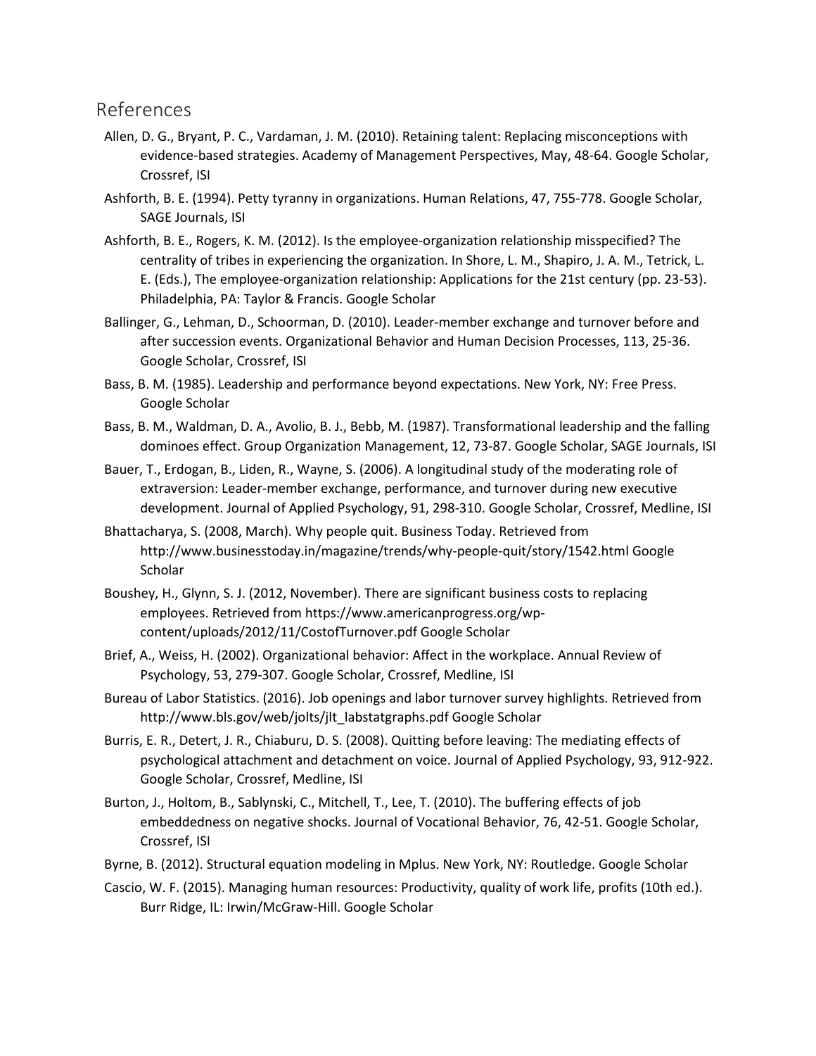## References

Allen, D. G., Bryant, P. C., Vardaman, J. M. (2010). Retaining talent: Replacing misconceptions with evidence-based strategies. Academy of Management Perspectives, May, 48-64. Google Scholar, Crossref, ISI

Ashforth, B. E. (1994). Petty tyranny in organizations. Human Relations, 47, 755-778. Google Scholar, SAGE Journals, ISI

Ashforth, B. E., Rogers, K. M. (2012). Is the employee-organization relationship misspecified? The centrality of tribes in experiencing the organization. In Shore, L. M., Shapiro, J. A. M., Tetrick, L. E. (Eds.), The employee-organization relationship: Applications for the 21st century (pp. 23-53). Philadelphia, PA: Taylor & Francis. Google Scholar

Ballinger, G., Lehman, D., Schoorman, D. (2010). Leader-member exchange and turnover before and after succession events. Organizational Behavior and Human Decision Processes, 113, 25-36. Google Scholar, Crossref, ISI

Bass, B. M. (1985). Leadership and performance beyond expectations. New York, NY: Free Press. Google Scholar

Bass, B. M., Waldman, D. A., Avolio, B. J., Bebb, M. (1987). Transformational leadership and the falling dominoes effect. Group Organization Management, 12, 73-87. Google Scholar, SAGE Journals, ISI

Bauer, T., Erdogan, B., Liden, R., Wayne, S. (2006). A longitudinal study of the moderating role of extraversion: Leader-member exchange, performance, and turnover during new executive development. Journal of Applied Psychology, 91, 298-310. Google Scholar, Crossref, Medline, ISI

Bhattacharya, S. (2008, March). Why people quit. Business Today. Retrieved from http://www.businesstoday.in/magazine/trends/why-people-quit/story/1542.html Google Scholar

Boushey, H., Glynn, S. J. (2012, November). There are significant business costs to replacing employees. Retrieved from https://www.americanprogress.org/wp-content/uploads/2012/11/CostofTurnover.pdf Google Scholar

Brief, A., Weiss, H. (2002). Organizational behavior: Affect in the workplace. Annual Review of Psychology, 53, 279-307. Google Scholar, Crossref, Medline, ISI

Bureau of Labor Statistics. (2016). Job openings and labor turnover survey highlights. Retrieved from http://www.bls.gov/web/jolts/jlt_labstatgraphs.pdf Google Scholar

Burris, E. R., Detert, J. R., Chiaburu, D. S. (2008). Quitting before leaving: The mediating effects of psychological attachment and detachment on voice. Journal of Applied Psychology, 93, 912-922. Google Scholar, Crossref, Medline, ISI

Burton, J., Holtom, B., Sablynski, C., Mitchell, T., Lee, T. (2010). The buffering effects of job embeddedness on negative shocks. Journal of Vocational Behavior, 76, 42-51. Google Scholar, Crossref, ISI

Byrne, B. (2012). Structural equation modeling in Mplus. New York, NY: Routledge. Google Scholar

Cascio, W. F. (2015). Managing human resources: Productivity, quality of work life, profits (10th ed.). Burr Ridge, IL: Irwin/McGraw-Hill. Google Scholar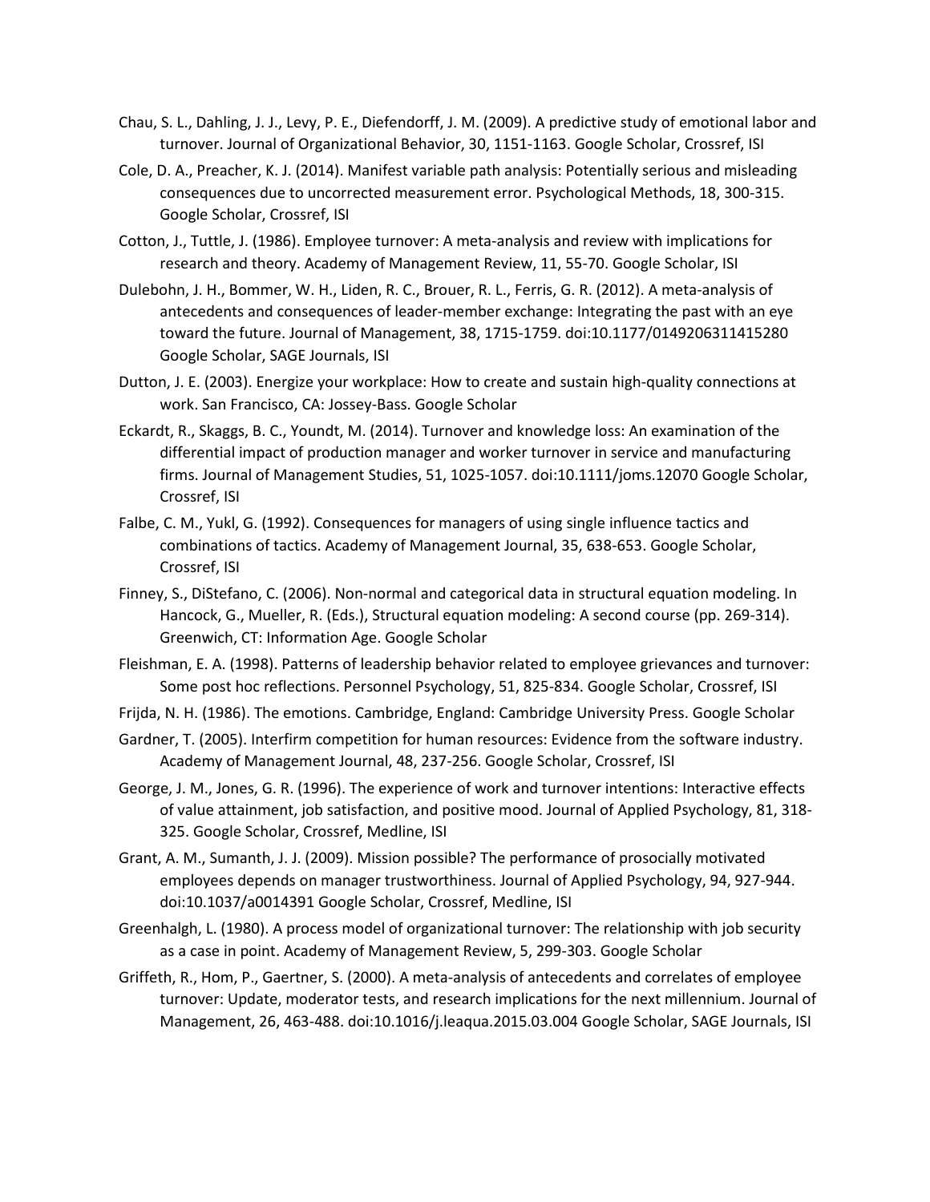Chau, S. L., Dahling, J. J., Levy, P. E., Diefendorff, J. M. (2009). A predictive study of emotional labor and turnover. Journal of Organizational Behavior, 30, 1151-1163. Google Scholar, Crossref, ISI

Cole, D. A., Preacher, K. J. (2014). Manifest variable path analysis: Potentially serious and misleading consequences due to uncorrected measurement error. Psychological Methods, 18, 300-315. Google Scholar, Crossref, ISI

Cotton, J., Tuttle, J. (1986). Employee turnover: A meta-analysis and review with implications for research and theory. Academy of Management Review, 11, 55-70. Google Scholar, ISI

Dulebohn, J. H., Bommer, W. H., Liden, R. C., Brouer, R. L., Ferris, G. R. (2012). A meta-analysis of antecedents and consequences of leader-member exchange: Integrating the past with an eye toward the future. Journal of Management, 38, 1715-1759. doi:10.1177/0149206311415280 Google Scholar, SAGE Journals, ISI

Dutton, J. E. (2003). Energize your workplace: How to create and sustain high-quality connections at work. San Francisco, CA: Jossey-Bass. Google Scholar

Eckardt, R., Skaggs, B. C., Youndt, M. (2014). Turnover and knowledge loss: An examination of the differential impact of production manager and worker turnover in service and manufacturing firms. Journal of Management Studies, 51, 1025-1057. doi:10.1111/joms.12070 Google Scholar, Crossref, ISI

Falbe, C. M., Yukl, G. (1992). Consequences for managers of using single influence tactics and combinations of tactics. Academy of Management Journal, 35, 638-653. Google Scholar, Crossref, ISI

Finney, S., DiStefano, C. (2006). Non-normal and categorical data in structural equation modeling. In Hancock, G., Mueller, R. (Eds.), Structural equation modeling: A second course (pp. 269-314). Greenwich, CT: Information Age. Google Scholar

Fleishman, E. A. (1998). Patterns of leadership behavior related to employee grievances and turnover: Some post hoc reflections. Personnel Psychology, 51, 825-834. Google Scholar, Crossref, ISI

Frijda, N. H. (1986). The emotions. Cambridge, England: Cambridge University Press. Google Scholar

Gardner, T. (2005). Interfirm competition for human resources: Evidence from the software industry. Academy of Management Journal, 48, 237-256. Google Scholar, Crossref, ISI

George, J. M., Jones, G. R. (1996). The experience of work and turnover intentions: Interactive effects of value attainment, job satisfaction, and positive mood. Journal of Applied Psychology, 81, 318-325. Google Scholar, Crossref, Medline, ISI

Grant, A. M., Sumanth, J. J. (2009). Mission possible? The performance of prosocially motivated employees depends on manager trustworthiness. Journal of Applied Psychology, 94, 927-944. doi:10.1037/a0014391 Google Scholar, Crossref, Medline, ISI

Greenhalgh, L. (1980). A process model of organizational turnover: The relationship with job security as a case in point. Academy of Management Review, 5, 299-303. Google Scholar

Griffeth, R., Hom, P., Gaertner, S. (2000). A meta-analysis of antecedents and correlates of employee turnover: Update, moderator tests, and research implications for the next millennium. Journal of Management, 26, 463-488. doi:10.1016/j.leaqua.2015.03.004 Google Scholar, SAGE Journals, ISI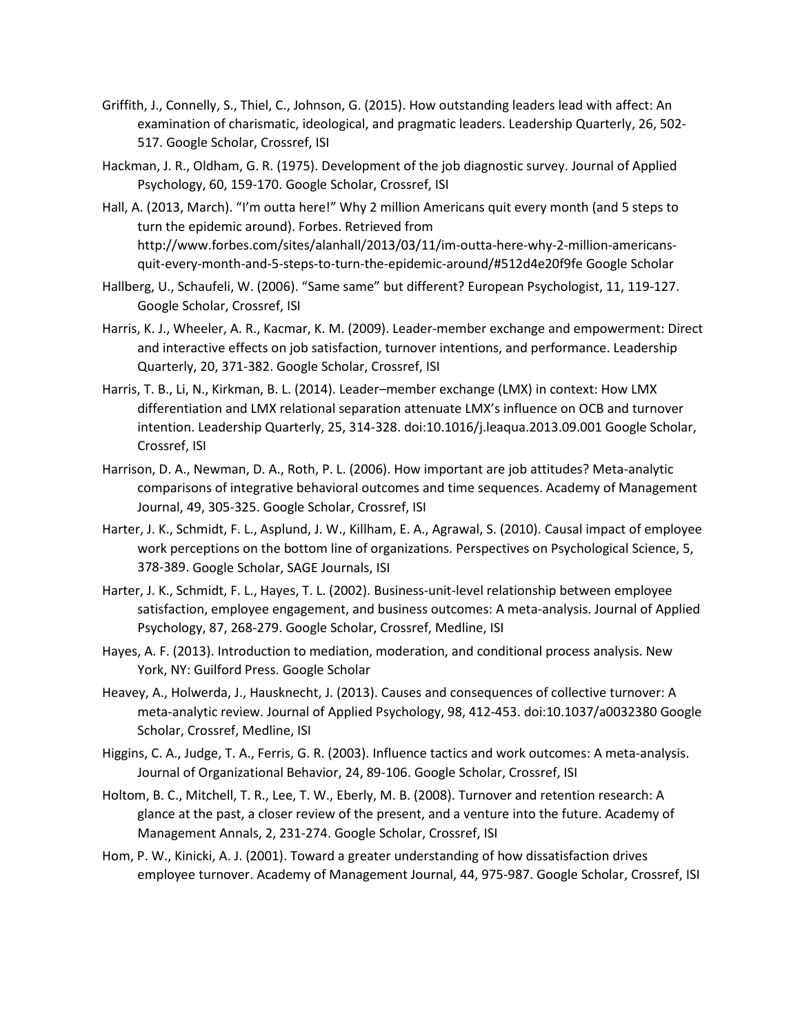Griffith, J., Connelly, S., Thiel, C., Johnson, G. (2015). How outstanding leaders lead with affect: An examination of charismatic, ideological, and pragmatic leaders. Leadership Quarterly, 26, 502-517. Google Scholar, Crossref, ISI

Hackman, J. R., Oldham, G. R. (1975). Development of the job diagnostic survey. Journal of Applied Psychology, 60, 159-170. Google Scholar, Crossref, ISI

Hall, A. (2013, March). "I'm outta here!" Why 2 million Americans quit every month (and 5 steps to turn the epidemic around). Forbes. Retrieved from http://www.forbes.com/sites/alanhall/2013/03/11/im-outta-here-why-2-million-americans-quit-every-month-and-5-steps-to-turn-the-epidemic-around/#512d4e20f9fe Google Scholar

Hallberg, U., Schaufeli, W. (2006). "Same same" but different? European Psychologist, 11, 119-127. Google Scholar, Crossref, ISI

Harris, K. J., Wheeler, A. R., Kacmar, K. M. (2009). Leader-member exchange and empowerment: Direct and interactive effects on job satisfaction, turnover intentions, and performance. Leadership Quarterly, 20, 371-382. Google Scholar, Crossref, ISI

Harris, T. B., Li, N., Kirkman, B. L. (2014). Leader–member exchange (LMX) in context: How LMX differentiation and LMX relational separation attenuate LMX's influence on OCB and turnover intention. Leadership Quarterly, 25, 314-328. doi:10.1016/j.leaqua.2013.09.001 Google Scholar, Crossref, ISI

Harrison, D. A., Newman, D. A., Roth, P. L. (2006). How important are job attitudes? Meta-analytic comparisons of integrative behavioral outcomes and time sequences. Academy of Management Journal, 49, 305-325. Google Scholar, Crossref, ISI

Harter, J. K., Schmidt, F. L., Asplund, J. W., Killham, E. A., Agrawal, S. (2010). Causal impact of employee work perceptions on the bottom line of organizations. Perspectives on Psychological Science, 5, 378-389. Google Scholar, SAGE Journals, ISI

Harter, J. K., Schmidt, F. L., Hayes, T. L. (2002). Business-unit-level relationship between employee satisfaction, employee engagement, and business outcomes: A meta-analysis. Journal of Applied Psychology, 87, 268-279. Google Scholar, Crossref, Medline, ISI

Hayes, A. F. (2013). Introduction to mediation, moderation, and conditional process analysis. New York, NY: Guilford Press. Google Scholar

Heavey, A., Holwerda, J., Hausknecht, J. (2013). Causes and consequences of collective turnover: A meta-analytic review. Journal of Applied Psychology, 98, 412-453. doi:10.1037/a0032380 Google Scholar, Crossref, Medline, ISI

Higgins, C. A., Judge, T. A., Ferris, G. R. (2003). Influence tactics and work outcomes: A meta-analysis. Journal of Organizational Behavior, 24, 89-106. Google Scholar, Crossref, ISI

Holtom, B. C., Mitchell, T. R., Lee, T. W., Eberly, M. B. (2008). Turnover and retention research: A glance at the past, a closer review of the present, and a venture into the future. Academy of Management Annals, 2, 231-274. Google Scholar, Crossref, ISI

Hom, P. W., Kinicki, A. J. (2001). Toward a greater understanding of how dissatisfaction drives employee turnover. Academy of Management Journal, 44, 975-987. Google Scholar, Crossref, ISI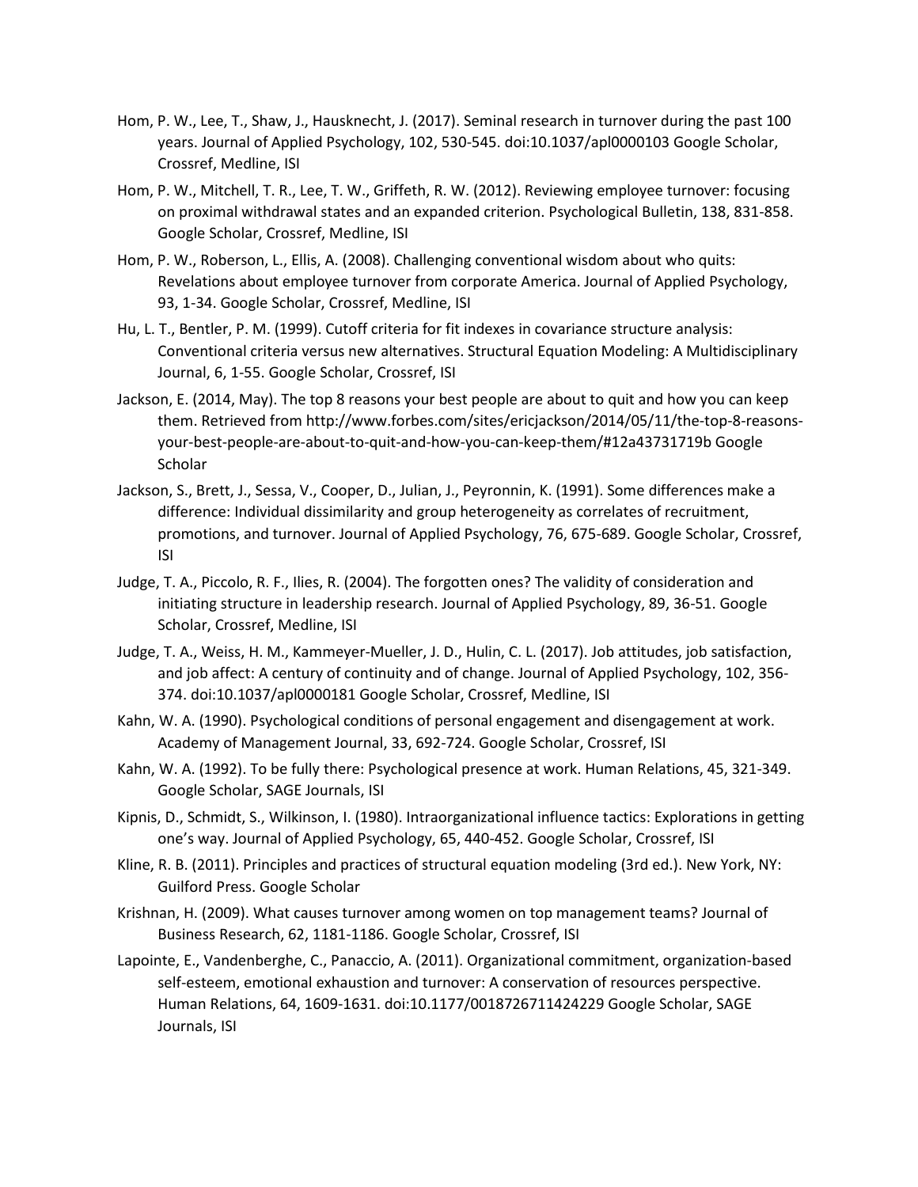Hom, P. W., Lee, T., Shaw, J., Hausknecht, J. (2017). Seminal research in turnover during the past 100 years. Journal of Applied Psychology, 102, 530-545. doi:10.1037/apl0000103 Google Scholar, Crossref, Medline, ISI

Hom, P. W., Mitchell, T. R., Lee, T. W., Griffeth, R. W. (2012). Reviewing employee turnover: focusing on proximal withdrawal states and an expanded criterion. Psychological Bulletin, 138, 831-858. Google Scholar, Crossref, Medline, ISI

Hom, P. W., Roberson, L., Ellis, A. (2008). Challenging conventional wisdom about who quits: Revelations about employee turnover from corporate America. Journal of Applied Psychology, 93, 1-34. Google Scholar, Crossref, Medline, ISI

Hu, L. T., Bentler, P. M. (1999). Cutoff criteria for fit indexes in covariance structure analysis: Conventional criteria versus new alternatives. Structural Equation Modeling: A Multidisciplinary Journal, 6, 1-55. Google Scholar, Crossref, ISI

Jackson, E. (2014, May). The top 8 reasons your best people are about to quit and how you can keep them. Retrieved from http://www.forbes.com/sites/ericjackson/2014/05/11/the-top-8-reasons-your-best-people-are-about-to-quit-and-how-you-can-keep-them/#12a43731719b Google Scholar

Jackson, S., Brett, J., Sessa, V., Cooper, D., Julian, J., Peyronnin, K. (1991). Some differences make a difference: Individual dissimilarity and group heterogeneity as correlates of recruitment, promotions, and turnover. Journal of Applied Psychology, 76, 675-689. Google Scholar, Crossref, ISI

Judge, T. A., Piccolo, R. F., Ilies, R. (2004). The forgotten ones? The validity of consideration and initiating structure in leadership research. Journal of Applied Psychology, 89, 36-51. Google Scholar, Crossref, Medline, ISI

Judge, T. A., Weiss, H. M., Kammeyer-Mueller, J. D., Hulin, C. L. (2017). Job attitudes, job satisfaction, and job affect: A century of continuity and of change. Journal of Applied Psychology, 102, 356-374. doi:10.1037/apl0000181 Google Scholar, Crossref, Medline, ISI

Kahn, W. A. (1990). Psychological conditions of personal engagement and disengagement at work. Academy of Management Journal, 33, 692-724. Google Scholar, Crossref, ISI

Kahn, W. A. (1992). To be fully there: Psychological presence at work. Human Relations, 45, 321-349. Google Scholar, SAGE Journals, ISI

Kipnis, D., Schmidt, S., Wilkinson, I. (1980). Intraorganizational influence tactics: Explorations in getting one's way. Journal of Applied Psychology, 65, 440-452. Google Scholar, Crossref, ISI

Kline, R. B. (2011). Principles and practices of structural equation modeling (3rd ed.). New York, NY: Guilford Press. Google Scholar

Krishnan, H. (2009). What causes turnover among women on top management teams? Journal of Business Research, 62, 1181-1186. Google Scholar, Crossref, ISI

Lapointe, E., Vandenberghe, C., Panaccio, A. (2011). Organizational commitment, organization-based self-esteem, emotional exhaustion and turnover: A conservation of resources perspective. Human Relations, 64, 1609-1631. doi:10.1177/0018726711424229 Google Scholar, SAGE Journals, ISI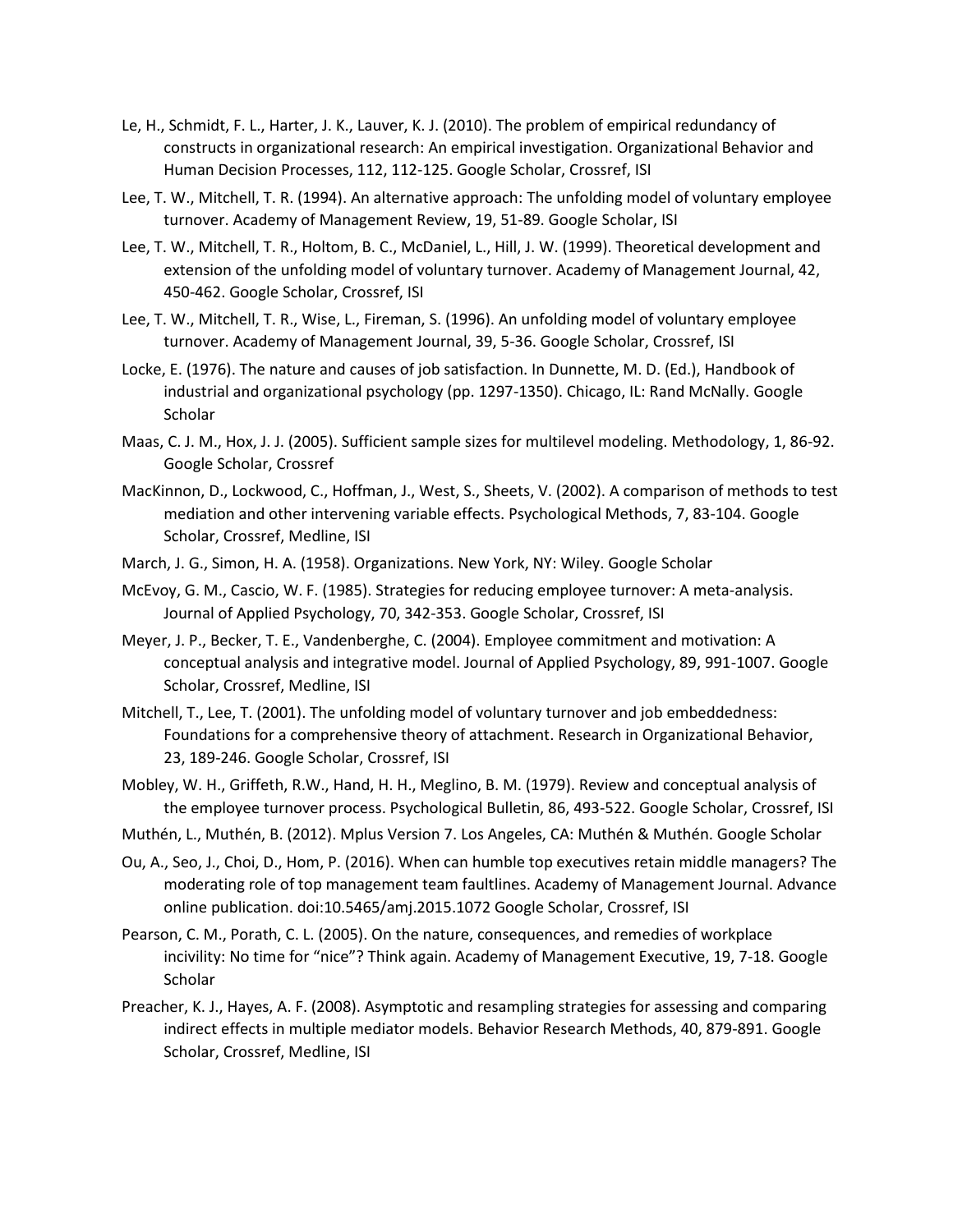Le, H., Schmidt, F. L., Harter, J. K., Lauver, K. J. (2010). The problem of empirical redundancy of constructs in organizational research: An empirical investigation. Organizational Behavior and Human Decision Processes, 112, 112-125. Google Scholar, Crossref, ISI

Lee, T. W., Mitchell, T. R. (1994). An alternative approach: The unfolding model of voluntary employee turnover. Academy of Management Review, 19, 51-89. Google Scholar, ISI

Lee, T. W., Mitchell, T. R., Holtom, B. C., McDaniel, L., Hill, J. W. (1999). Theoretical development and extension of the unfolding model of voluntary turnover. Academy of Management Journal, 42, 450-462. Google Scholar, Crossref, ISI

Lee, T. W., Mitchell, T. R., Wise, L., Fireman, S. (1996). An unfolding model of voluntary employee turnover. Academy of Management Journal, 39, 5-36. Google Scholar, Crossref, ISI

Locke, E. (1976). The nature and causes of job satisfaction. In Dunnette, M. D. (Ed.), Handbook of industrial and organizational psychology (pp. 1297-1350). Chicago, IL: Rand McNally. Google Scholar

Maas, C. J. M., Hox, J. J. (2005). Sufficient sample sizes for multilevel modeling. Methodology, 1, 86-92. Google Scholar, Crossref

MacKinnon, D., Lockwood, C., Hoffman, J., West, S., Sheets, V. (2002). A comparison of methods to test mediation and other intervening variable effects. Psychological Methods, 7, 83-104. Google Scholar, Crossref, Medline, ISI

March, J. G., Simon, H. A. (1958). Organizations. New York, NY: Wiley. Google Scholar

McEvoy, G. M., Cascio, W. F. (1985). Strategies for reducing employee turnover: A meta-analysis. Journal of Applied Psychology, 70, 342-353. Google Scholar, Crossref, ISI

Meyer, J. P., Becker, T. E., Vandenberghe, C. (2004). Employee commitment and motivation: A conceptual analysis and integrative model. Journal of Applied Psychology, 89, 991-1007. Google Scholar, Crossref, Medline, ISI

Mitchell, T., Lee, T. (2001). The unfolding model of voluntary turnover and job embeddedness: Foundations for a comprehensive theory of attachment. Research in Organizational Behavior, 23, 189-246. Google Scholar, Crossref, ISI

Mobley, W. H., Griffeth, R.W., Hand, H. H., Meglino, B. M. (1979). Review and conceptual analysis of the employee turnover process. Psychological Bulletin, 86, 493-522. Google Scholar, Crossref, ISI

Muthén, L., Muthén, B. (2012). Mplus Version 7. Los Angeles, CA: Muthén & Muthén. Google Scholar

Ou, A., Seo, J., Choi, D., Hom, P. (2016). When can humble top executives retain middle managers? The moderating role of top management team faultlines. Academy of Management Journal. Advance online publication. doi:10.5465/amj.2015.1072 Google Scholar, Crossref, ISI

Pearson, C. M., Porath, C. L. (2005). On the nature, consequences, and remedies of workplace incivility: No time for "nice"? Think again. Academy of Management Executive, 19, 7-18. Google Scholar

Preacher, K. J., Hayes, A. F. (2008). Asymptotic and resampling strategies for assessing and comparing indirect effects in multiple mediator models. Behavior Research Methods, 40, 879-891. Google Scholar, Crossref, Medline, ISI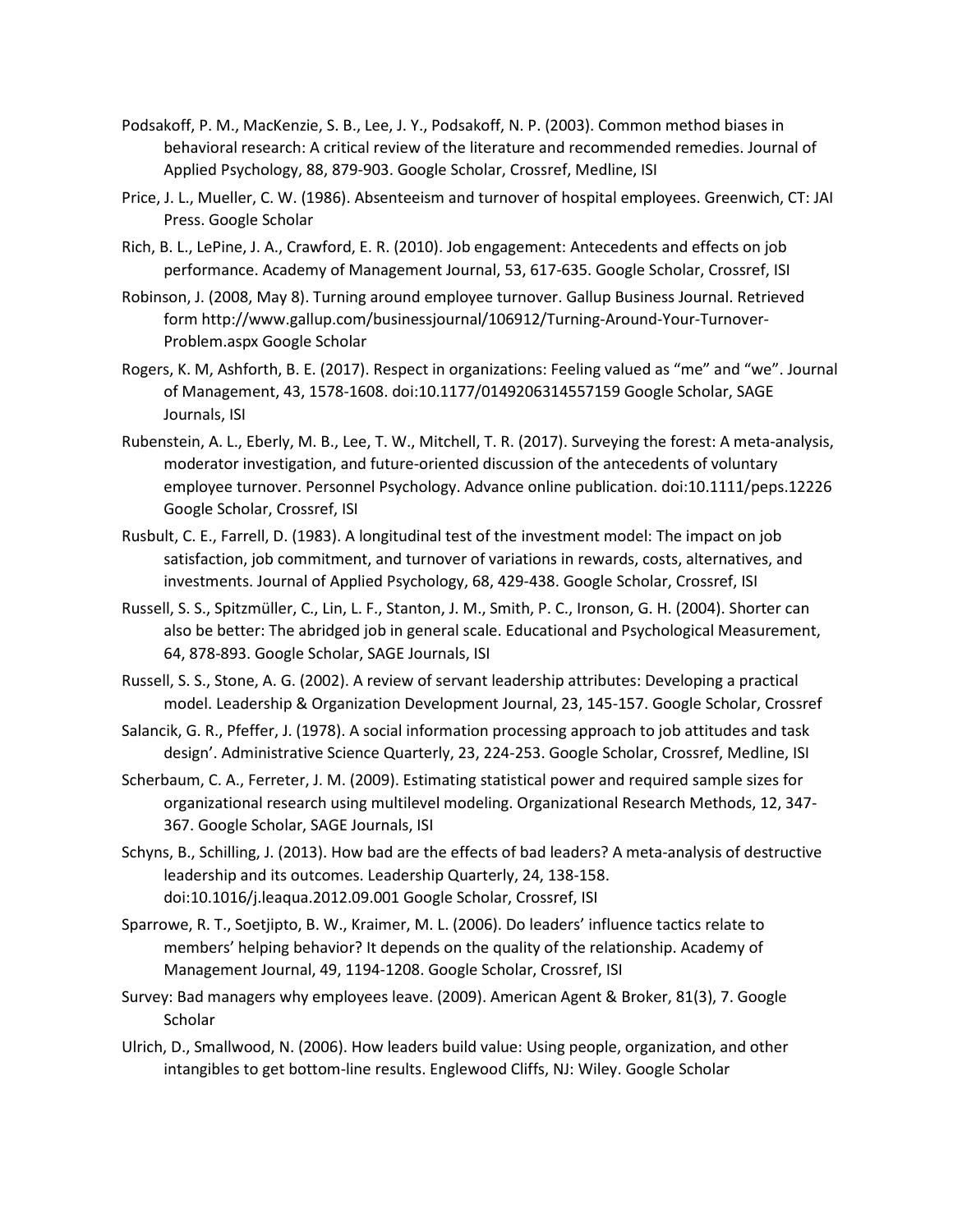Podsakoff, P. M., MacKenzie, S. B., Lee, J. Y., Podsakoff, N. P. (2003). Common method biases in behavioral research: A critical review of the literature and recommended remedies. Journal of Applied Psychology, 88, 879-903. Google Scholar, Crossref, Medline, ISI

Price, J. L., Mueller, C. W. (1986). Absenteeism and turnover of hospital employees. Greenwich, CT: JAI Press. Google Scholar

Rich, B. L., LePine, J. A., Crawford, E. R. (2010). Job engagement: Antecedents and effects on job performance. Academy of Management Journal, 53, 617-635. Google Scholar, Crossref, ISI

Robinson, J. (2008, May 8). Turning around employee turnover. Gallup Business Journal. Retrieved form http://www.gallup.com/businessjournal/106912/Turning-Around-Your-Turnover-Problem.aspx Google Scholar

Rogers, K. M, Ashforth, B. E. (2017). Respect in organizations: Feeling valued as "me" and "we". Journal of Management, 43, 1578-1608. doi:10.1177/0149206314557159 Google Scholar, SAGE Journals, ISI

Rubenstein, A. L., Eberly, M. B., Lee, T. W., Mitchell, T. R. (2017). Surveying the forest: A meta-analysis, moderator investigation, and future-oriented discussion of the antecedents of voluntary employee turnover. Personnel Psychology. Advance online publication. doi:10.1111/peps.12226 Google Scholar, Crossref, ISI

Rusbult, C. E., Farrell, D. (1983). A longitudinal test of the investment model: The impact on job satisfaction, job commitment, and turnover of variations in rewards, costs, alternatives, and investments. Journal of Applied Psychology, 68, 429-438. Google Scholar, Crossref, ISI

Russell, S. S., Spitzmüller, C., Lin, L. F., Stanton, J. M., Smith, P. C., Ironson, G. H. (2004). Shorter can also be better: The abridged job in general scale. Educational and Psychological Measurement, 64, 878-893. Google Scholar, SAGE Journals, ISI

Russell, S. S., Stone, A. G. (2002). A review of servant leadership attributes: Developing a practical model. Leadership & Organization Development Journal, 23, 145-157. Google Scholar, Crossref

Salancik, G. R., Pfeffer, J. (1978). A social information processing approach to job attitudes and task design'. Administrative Science Quarterly, 23, 224-253. Google Scholar, Crossref, Medline, ISI

Scherbaum, C. A., Ferreter, J. M. (2009). Estimating statistical power and required sample sizes for organizational research using multilevel modeling. Organizational Research Methods, 12, 347-367. Google Scholar, SAGE Journals, ISI

Schyns, B., Schilling, J. (2013). How bad are the effects of bad leaders? A meta-analysis of destructive leadership and its outcomes. Leadership Quarterly, 24, 138-158. doi:10.1016/j.leaqua.2012.09.001 Google Scholar, Crossref, ISI

Sparrowe, R. T., Soetjipto, B. W., Kraimer, M. L. (2006). Do leaders' influence tactics relate to members' helping behavior? It depends on the quality of the relationship. Academy of Management Journal, 49, 1194-1208. Google Scholar, Crossref, ISI

Survey: Bad managers why employees leave. (2009). American Agent & Broker, 81(3), 7. Google Scholar

Ulrich, D., Smallwood, N. (2006). How leaders build value: Using people, organization, and other intangibles to get bottom-line results. Englewood Cliffs, NJ: Wiley. Google Scholar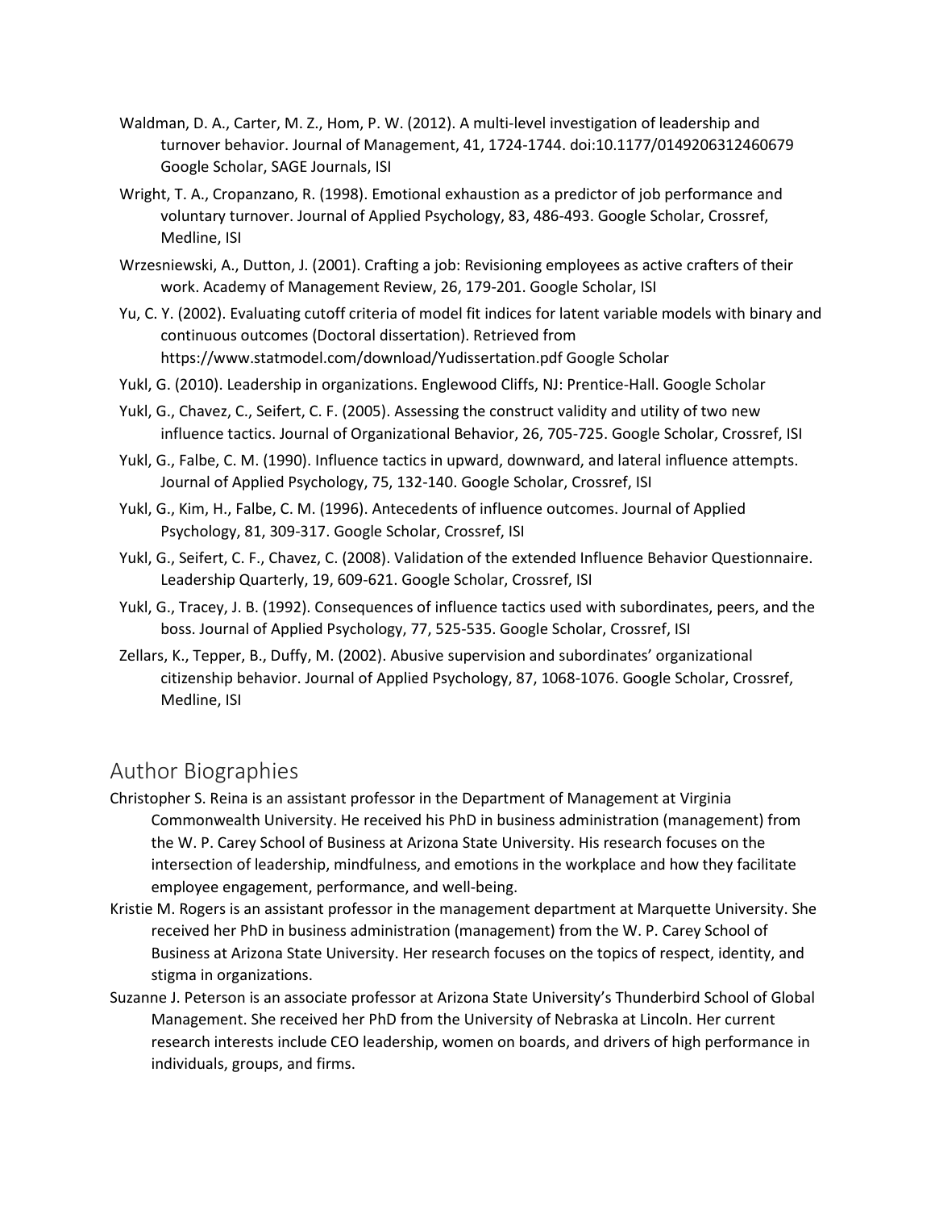Waldman, D. A., Carter, M. Z., Hom, P. W. (2012). A multi-level investigation of leadership and turnover behavior. Journal of Management, 41, 1724-1744. doi:10.1177/0149206312460679 Google Scholar, SAGE Journals, ISI

Wright, T. A., Cropanzano, R. (1998). Emotional exhaustion as a predictor of job performance and voluntary turnover. Journal of Applied Psychology, 83, 486-493. Google Scholar, Crossref, Medline, ISI

Wrzesniewski, A., Dutton, J. (2001). Crafting a job: Revisioning employees as active crafters of their work. Academy of Management Review, 26, 179-201. Google Scholar, ISI

Yu, C. Y. (2002). Evaluating cutoff criteria of model fit indices for latent variable models with binary and continuous outcomes (Doctoral dissertation). Retrieved from https://www.statmodel.com/download/Yudissertation.pdf Google Scholar

Yukl, G. (2010). Leadership in organizations. Englewood Cliffs, NJ: Prentice-Hall. Google Scholar

Yukl, G., Chavez, C., Seifert, C. F. (2005). Assessing the construct validity and utility of two new influence tactics. Journal of Organizational Behavior, 26, 705-725. Google Scholar, Crossref, ISI

Yukl, G., Falbe, C. M. (1990). Influence tactics in upward, downward, and lateral influence attempts. Journal of Applied Psychology, 75, 132-140. Google Scholar, Crossref, ISI

Yukl, G., Kim, H., Falbe, C. M. (1996). Antecedents of influence outcomes. Journal of Applied Psychology, 81, 309-317. Google Scholar, Crossref, ISI

Yukl, G., Seifert, C. F., Chavez, C. (2008). Validation of the extended Influence Behavior Questionnaire. Leadership Quarterly, 19, 609-621. Google Scholar, Crossref, ISI

Yukl, G., Tracey, J. B. (1992). Consequences of influence tactics used with subordinates, peers, and the boss. Journal of Applied Psychology, 77, 525-535. Google Scholar, Crossref, ISI

Zellars, K., Tepper, B., Duffy, M. (2002). Abusive supervision and subordinates' organizational citizenship behavior. Journal of Applied Psychology, 87, 1068-1076. Google Scholar, Crossref, Medline, ISI

## Author Biographies

Christopher S. Reina is an assistant professor in the Department of Management at Virginia Commonwealth University. He received his PhD in business administration (management) from the W. P. Carey School of Business at Arizona State University. His research focuses on the intersection of leadership, mindfulness, and emotions in the workplace and how they facilitate employee engagement, performance, and well-being.

Kristie M. Rogers is an assistant professor in the management department at Marquette University. She received her PhD in business administration (management) from the W. P. Carey School of Business at Arizona State University. Her research focuses on the topics of respect, identity, and stigma in organizations.

Suzanne J. Peterson is an associate professor at Arizona State University's Thunderbird School of Global Management. She received her PhD from the University of Nebraska at Lincoln. Her current research interests include CEO leadership, women on boards, and drivers of high performance in individuals, groups, and firms.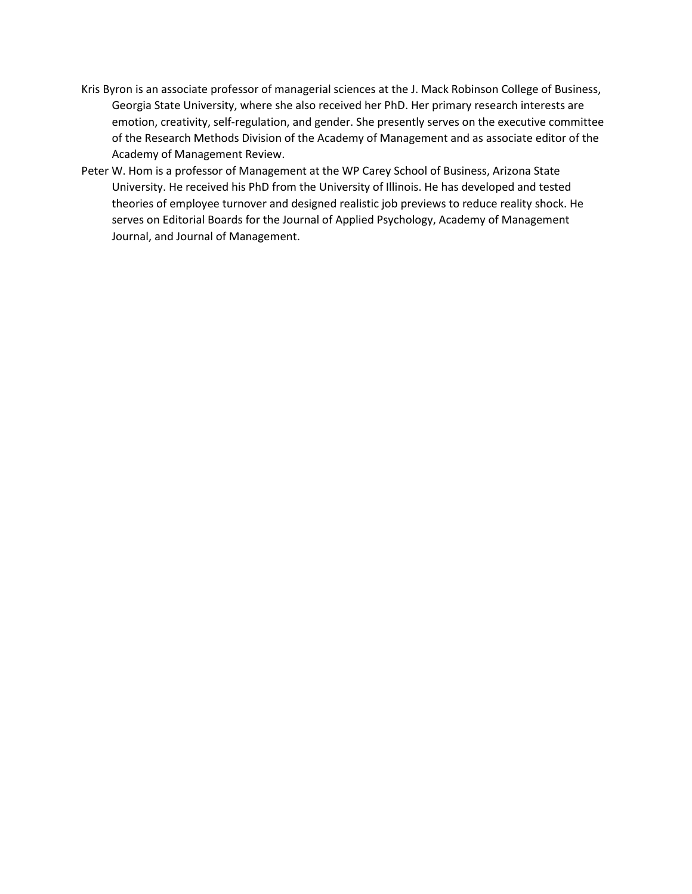Kris Byron is an associate professor of managerial sciences at the J. Mack Robinson College of Business, Georgia State University, where she also received her PhD. Her primary research interests are emotion, creativity, self-regulation, and gender. She presently serves on the executive committee of the Research Methods Division of the Academy of Management and as associate editor of the Academy of Management Review.

Peter W. Hom is a professor of Management at the WP Carey School of Business, Arizona State University. He received his PhD from the University of Illinois. He has developed and tested theories of employee turnover and designed realistic job previews to reduce reality shock. He serves on Editorial Boards for the Journal of Applied Psychology, Academy of Management Journal, and Journal of Management.